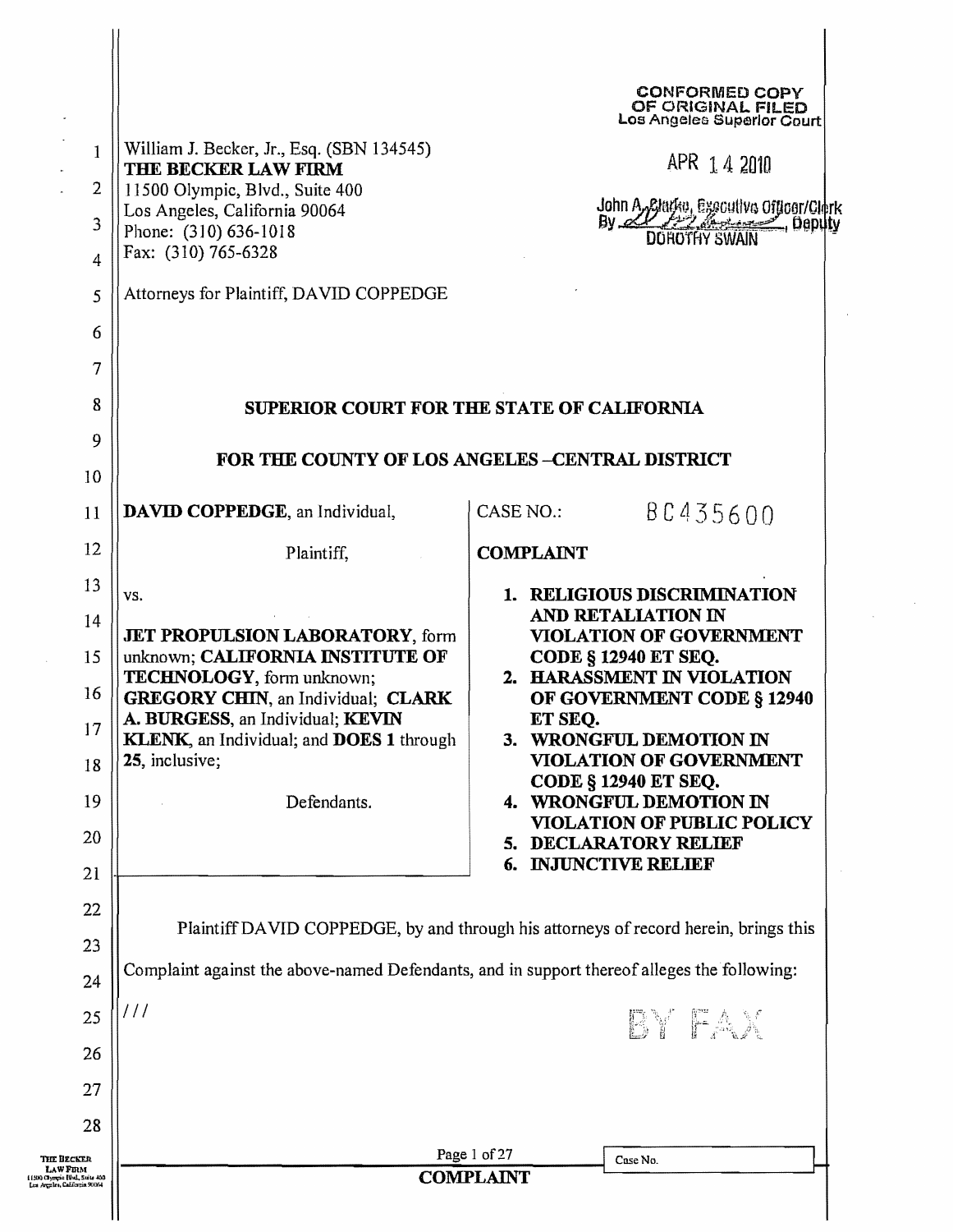William J. Becker, Jr., Esq. (SBN 134545)
**THE BECKER LAW FIRM**
11500 Olympic, Blvd., Suite 400
Los Angeles, California 90064
Phone: (310) 636-1018
Fax: (310) 765-6328

Attorneys for Plaintiff, DAVID COPPEDGE

CONFORMED COPY
OF ORIGINAL FILED
Los Angeles Superior Court

APR 14 2010

John A. Clarke, Executive Officer/Clerk
By ______, Deputy
DOROTHY SWAIN

**SUPERIOR COURT FOR THE STATE OF CALIFORNIA**

**FOR THE COUNTY OF LOS ANGELES –CENTRAL DISTRICT**

| | |
|---|---|
| **DAVID COPPEDGE**, an Individual,<br><br>Plaintiff,<br><br>vs.<br><br>**JET PROPULSION LABORATORY**, form unknown; **CALIFORNIA INSTITUTE OF TECHNOLOGY**, form unknown; **GREGORY CHIN**, an Individual; **CLARK A. BURGESS**, an Individual; **KEVIN KLENK**, an Individual; and **DOES 1** through **25**, inclusive;<br><br>Defendants. | CASE NO.: BC435600<br><br>**COMPLAINT**<br><br>1. **RELIGIOUS DISCRIMINATION AND RETALIATION IN VIOLATION OF GOVERNMENT CODE § 12940 ET SEQ.**<br>2. **HARASSMENT IN VIOLATION OF GOVERNMENT CODE § 12940 ET SEQ.**<br>3. **WRONGFUL DEMOTION IN VIOLATION OF GOVERNMENT CODE § 12940 ET SEQ.**<br>4. **WRONGFUL DEMOTION IN VIOLATION OF PUBLIC POLICY**<br>5. **DECLARATORY RELIEF**<br>6. **INJUNCTIVE RELIEF** |

Plaintiff DAVID COPPEDGE, by and through his attorneys of record herein, brings this Complaint against the above-named Defendants, and in support thereof alleges the following:

///

BY FAX

**COMPLAINT**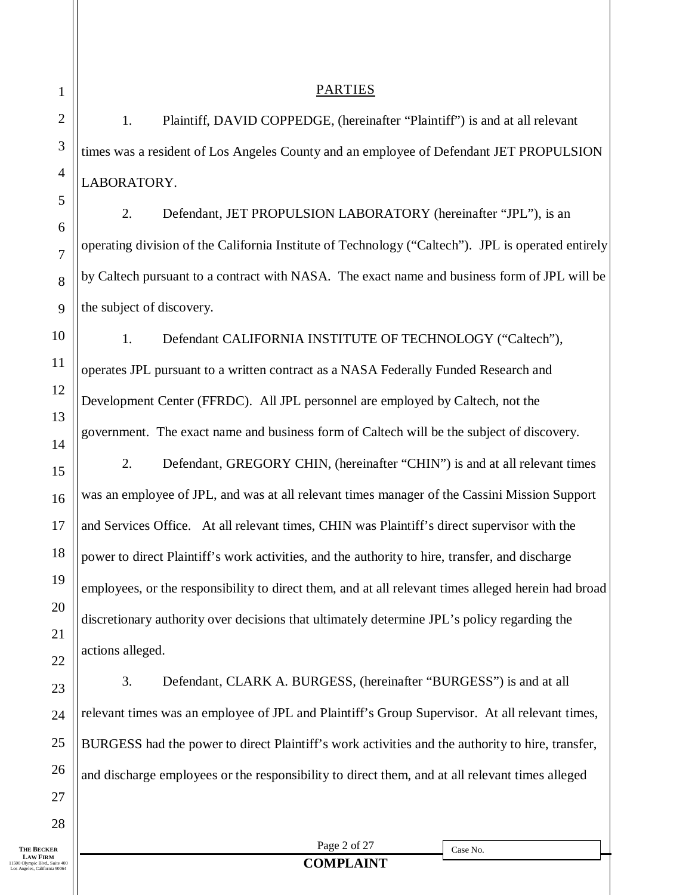## PARTIES

1. Plaintiff, DAVID COPPEDGE, (hereinafter "Plaintiff") is and at all relevant times was a resident of Los Angeles County and an employee of Defendant JET PROPULSION LABORATORY.

2. Defendant, JET PROPULSION LABORATORY (hereinafter "JPL"), is an operating division of the California Institute of Technology ("Caltech"). JPL is operated entirely by Caltech pursuant to a contract with NASA. The exact name and business form of JPL will be the subject of discovery.

1. Defendant CALIFORNIA INSTITUTE OF TECHNOLOGY ("Caltech"), operates JPL pursuant to a written contract as a NASA Federally Funded Research and Development Center (FFRDC). All JPL personnel are employed by Caltech, not the government. The exact name and business form of Caltech will be the subject of discovery.

2. Defendant, GREGORY CHIN, (hereinafter "CHIN") is and at all relevant times was an employee of JPL, and was at all relevant times manager of the Cassini Mission Support and Services Office. At all relevant times, CHIN was Plaintiff's direct supervisor with the power to direct Plaintiff's work activities, and the authority to hire, transfer, and discharge employees, or the responsibility to direct them, and at all relevant times alleged herein had broad discretionary authority over decisions that ultimately determine JPL's policy regarding the actions alleged.

3. Defendant, CLARK A. BURGESS, (hereinafter "BURGESS") is and at all relevant times was an employee of JPL and Plaintiff's Group Supervisor. At all relevant times, BURGESS had the power to direct Plaintiff's work activities and the authority to hire, transfer, and discharge employees or the responsibility to direct them, and at all relevant times alleged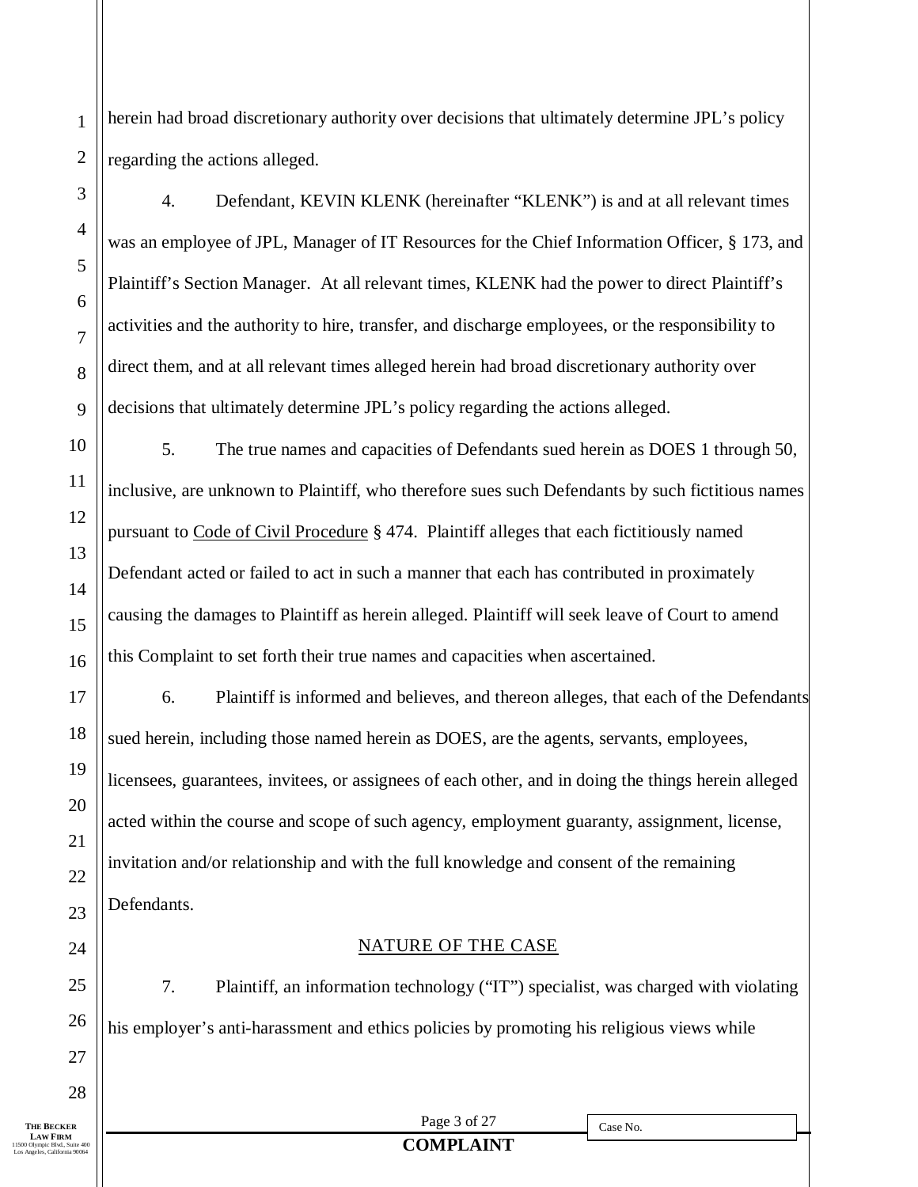herein had broad discretionary authority over decisions that ultimately determine JPL's policy regarding the actions alleged.

4. Defendant, KEVIN KLENK (hereinafter "KLENK") is and at all relevant times was an employee of JPL, Manager of IT Resources for the Chief Information Officer, § 173, and Plaintiff's Section Manager. At all relevant times, KLENK had the power to direct Plaintiff's activities and the authority to hire, transfer, and discharge employees, or the responsibility to direct them, and at all relevant times alleged herein had broad discretionary authority over decisions that ultimately determine JPL's policy regarding the actions alleged.

5. The true names and capacities of Defendants sued herein as DOES 1 through 50, inclusive, are unknown to Plaintiff, who therefore sues such Defendants by such fictitious names pursuant to Code of Civil Procedure § 474. Plaintiff alleges that each fictitiously named Defendant acted or failed to act in such a manner that each has contributed in proximately causing the damages to Plaintiff as herein alleged. Plaintiff will seek leave of Court to amend this Complaint to set forth their true names and capacities when ascertained.

6. Plaintiff is informed and believes, and thereon alleges, that each of the Defendants sued herein, including those named herein as DOES, are the agents, servants, employees, licensees, guarantees, invitees, or assignees of each other, and in doing the things herein alleged acted within the course and scope of such agency, employment guaranty, assignment, license, invitation and/or relationship and with the full knowledge and consent of the remaining Defendants.

## NATURE OF THE CASE

7. Plaintiff, an information technology ("IT") specialist, was charged with violating his employer's anti-harassment and ethics policies by promoting his religious views while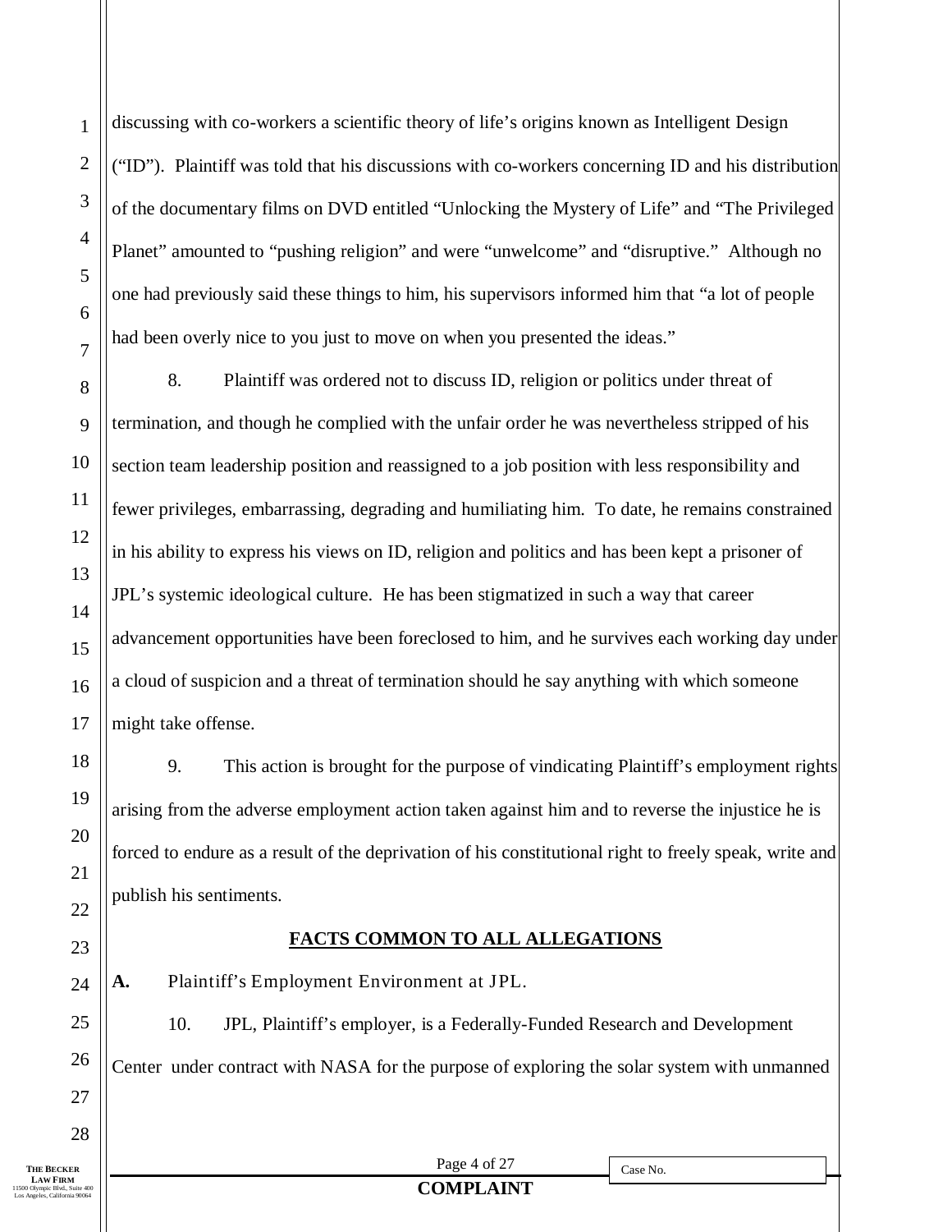discussing with co-workers a scientific theory of life's origins known as Intelligent Design ("ID"). Plaintiff was told that his discussions with co-workers concerning ID and his distribution of the documentary films on DVD entitled "Unlocking the Mystery of Life" and "The Privileged Planet" amounted to "pushing religion" and were "unwelcome" and "disruptive." Although no one had previously said these things to him, his supervisors informed him that "a lot of people had been overly nice to you just to move on when you presented the ideas."

8. Plaintiff was ordered not to discuss ID, religion or politics under threat of termination, and though he complied with the unfair order he was nevertheless stripped of his section team leadership position and reassigned to a job position with less responsibility and fewer privileges, embarrassing, degrading and humiliating him. To date, he remains constrained in his ability to express his views on ID, religion and politics and has been kept a prisoner of JPL's systemic ideological culture. He has been stigmatized in such a way that career advancement opportunities have been foreclosed to him, and he survives each working day under a cloud of suspicion and a threat of termination should he say anything with which someone might take offense.

9. This action is brought for the purpose of vindicating Plaintiff's employment rights arising from the adverse employment action taken against him and to reverse the injustice he is forced to endure as a result of the deprivation of his constitutional right to freely speak, write and publish his sentiments.

## FACTS COMMON TO ALL ALLEGATIONS

**A.** Plaintiff's Employment Environment at JPL.

10. JPL, Plaintiff's employer, is a Federally-Funded Research and Development Center under contract with NASA for the purpose of exploring the solar system with unmanned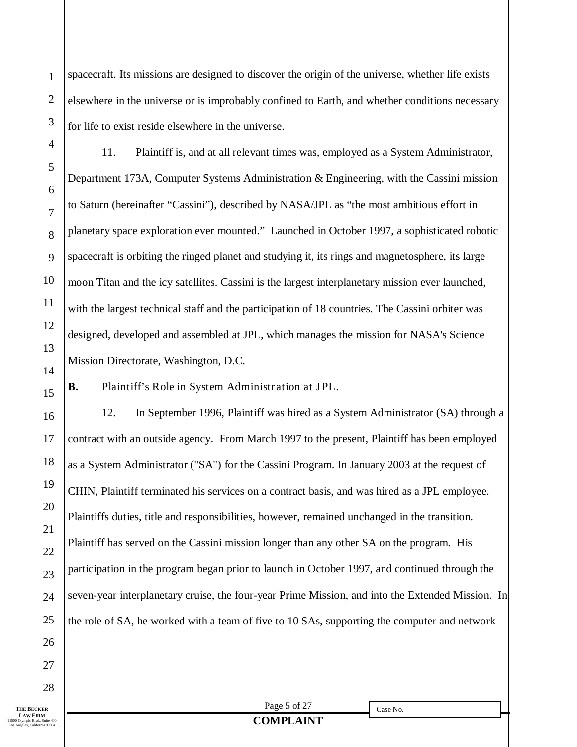spacecraft. Its missions are designed to discover the origin of the universe, whether life exists elsewhere in the universe or is improbably confined to Earth, and whether conditions necessary for life to exist reside elsewhere in the universe.

11. Plaintiff is, and at all relevant times was, employed as a System Administrator, Department 173A, Computer Systems Administration & Engineering, with the Cassini mission to Saturn (hereinafter "Cassini"), described by NASA/JPL as "the most ambitious effort in planetary space exploration ever mounted." Launched in October 1997, a sophisticated robotic spacecraft is orbiting the ringed planet and studying it, its rings and magnetosphere, its large moon Titan and the icy satellites. Cassini is the largest interplanetary mission ever launched, with the largest technical staff and the participation of 18 countries. The Cassini orbiter was designed, developed and assembled at JPL, which manages the mission for NASA's Science Mission Directorate, Washington, D.C.

**B.** Plaintiff's Role in System Administration at JPL.

12. In September 1996, Plaintiff was hired as a System Administrator (SA) through a contract with an outside agency. From March 1997 to the present, Plaintiff has been employed as a System Administrator ("SA") for the Cassini Program. In January 2003 at the request of CHIN, Plaintiff terminated his services on a contract basis, and was hired as a JPL employee. Plaintiffs duties, title and responsibilities, however, remained unchanged in the transition. Plaintiff has served on the Cassini mission longer than any other SA on the program. His participation in the program began prior to launch in October 1997, and continued through the seven-year interplanetary cruise, the four-year Prime Mission, and into the Extended Mission. In the role of SA, he worked with a team of five to 10 SAs, supporting the computer and network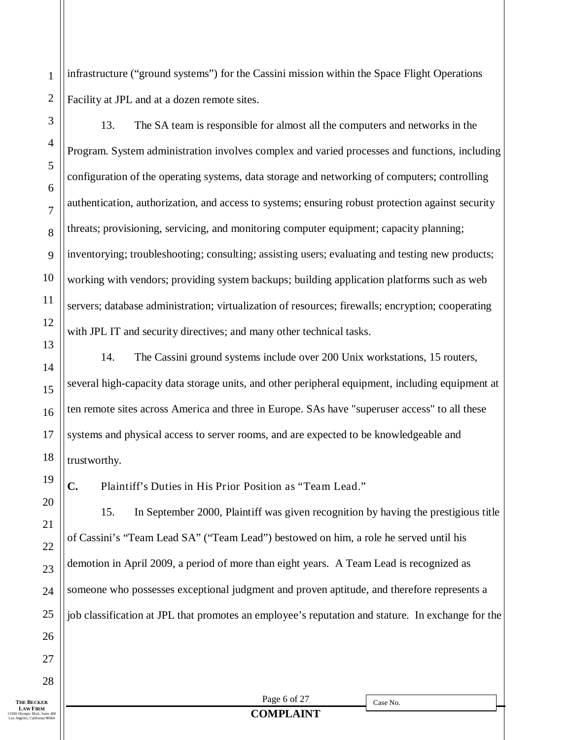infrastructure ("ground systems") for the Cassini mission within the Space Flight Operations Facility at JPL and at a dozen remote sites.

13. The SA team is responsible for almost all the computers and networks in the Program. System administration involves complex and varied processes and functions, including configuration of the operating systems, data storage and networking of computers; controlling authentication, authorization, and access to systems; ensuring robust protection against security threats; provisioning, servicing, and monitoring computer equipment; capacity planning; inventorying; troubleshooting; consulting; assisting users; evaluating and testing new products; working with vendors; providing system backups; building application platforms such as web servers; database administration; virtualization of resources; firewalls; encryption; cooperating with JPL IT and security directives; and many other technical tasks.

14. The Cassini ground systems include over 200 Unix workstations, 15 routers, several high-capacity data storage units, and other peripheral equipment, including equipment at ten remote sites across America and three in Europe. SAs have "superuser access" to all these systems and physical access to server rooms, and are expected to be knowledgeable and trustworthy.

**C.** Plaintiff's Duties in His Prior Position as "Team Lead."

15. In September 2000, Plaintiff was given recognition by having the prestigious title of Cassini's "Team Lead SA" ("Team Lead") bestowed on him, a role he served until his demotion in April 2009, a period of more than eight years. A Team Lead is recognized as someone who possesses exceptional judgment and proven aptitude, and therefore represents a job classification at JPL that promotes an employee's reputation and stature. In exchange for the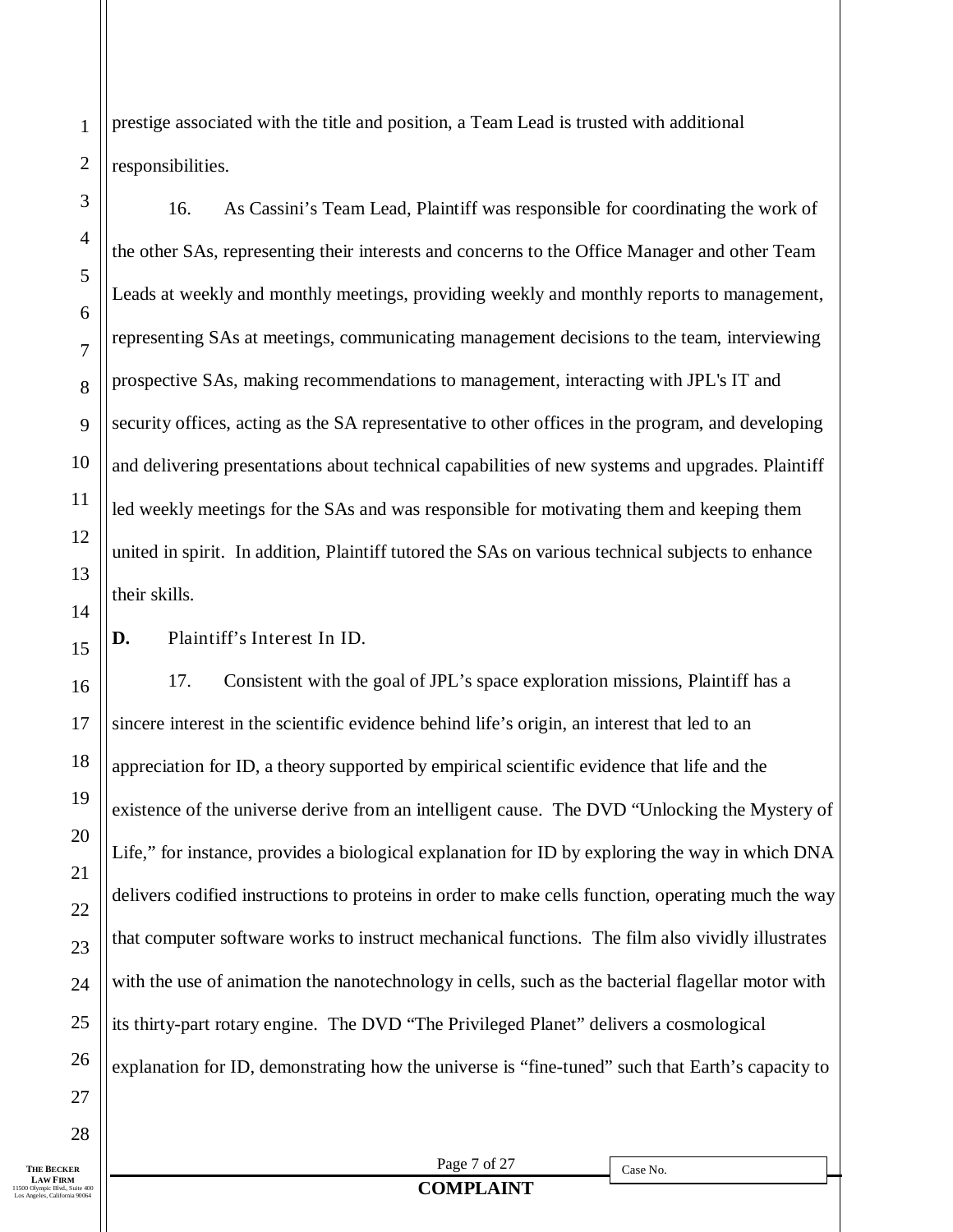prestige associated with the title and position, a Team Lead is trusted with additional responsibilities.

16. As Cassini's Team Lead, Plaintiff was responsible for coordinating the work of the other SAs, representing their interests and concerns to the Office Manager and other Team Leads at weekly and monthly meetings, providing weekly and monthly reports to management, representing SAs at meetings, communicating management decisions to the team, interviewing prospective SAs, making recommendations to management, interacting with JPL's IT and security offices, acting as the SA representative to other offices in the program, and developing and delivering presentations about technical capabilities of new systems and upgrades. Plaintiff led weekly meetings for the SAs and was responsible for motivating them and keeping them united in spirit. In addition, Plaintiff tutored the SAs on various technical subjects to enhance their skills.

**D.** Plaintiff's Interest In ID.

17. Consistent with the goal of JPL's space exploration missions, Plaintiff has a sincere interest in the scientific evidence behind life's origin, an interest that led to an appreciation for ID, a theory supported by empirical scientific evidence that life and the existence of the universe derive from an intelligent cause. The DVD "Unlocking the Mystery of Life," for instance, provides a biological explanation for ID by exploring the way in which DNA delivers codified instructions to proteins in order to make cells function, operating much the way that computer software works to instruct mechanical functions. The film also vividly illustrates with the use of animation the nanotechnology in cells, such as the bacterial flagellar motor with its thirty-part rotary engine. The DVD "The Privileged Planet" delivers a cosmological explanation for ID, demonstrating how the universe is "fine-tuned" such that Earth's capacity to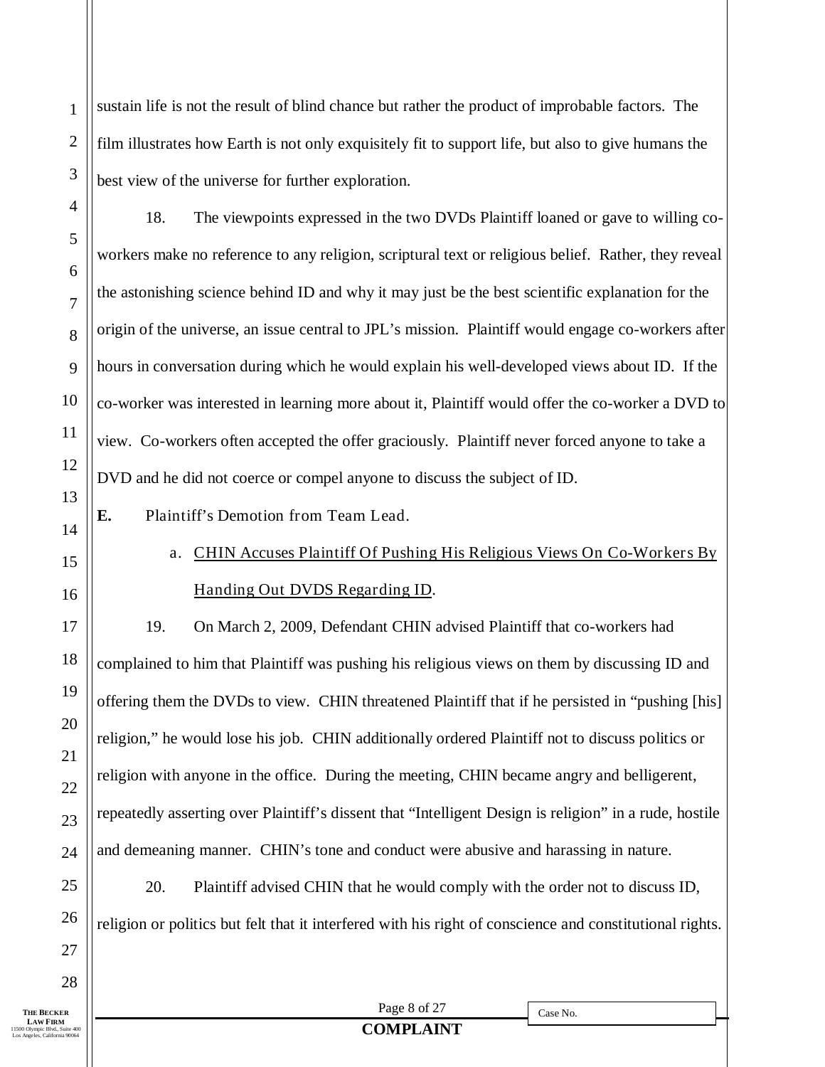sustain life is not the result of blind chance but rather the product of improbable factors. The film illustrates how Earth is not only exquisitely fit to support life, but also to give humans the best view of the universe for further exploration.

18. The viewpoints expressed in the two DVDs Plaintiff loaned or gave to willing co-workers make no reference to any religion, scriptural text or religious belief. Rather, they reveal the astonishing science behind ID and why it may just be the best scientific explanation for the origin of the universe, an issue central to JPL's mission. Plaintiff would engage co-workers after hours in conversation during which he would explain his well-developed views about ID. If the co-worker was interested in learning more about it, Plaintiff would offer the co-worker a DVD to view. Co-workers often accepted the offer graciously. Plaintiff never forced anyone to take a DVD and he did not coerce or compel anyone to discuss the subject of ID.

**E.** Plaintiff's Demotion from Team Lead.

a. <u>CHIN Accuses Plaintiff Of Pushing His Religious Views On Co-Workers By Handing Out DVDS Regarding ID</u>.

19. On March 2, 2009, Defendant CHIN advised Plaintiff that co-workers had complained to him that Plaintiff was pushing his religious views on them by discussing ID and offering them the DVDs to view. CHIN threatened Plaintiff that if he persisted in "pushing [his] religion," he would lose his job. CHIN additionally ordered Plaintiff not to discuss politics or religion with anyone in the office. During the meeting, CHIN became angry and belligerent, repeatedly asserting over Plaintiff's dissent that "Intelligent Design is religion" in a rude, hostile and demeaning manner. CHIN's tone and conduct were abusive and harassing in nature.

20. Plaintiff advised CHIN that he would comply with the order not to discuss ID, religion or politics but felt that it interfered with his right of conscience and constitutional rights.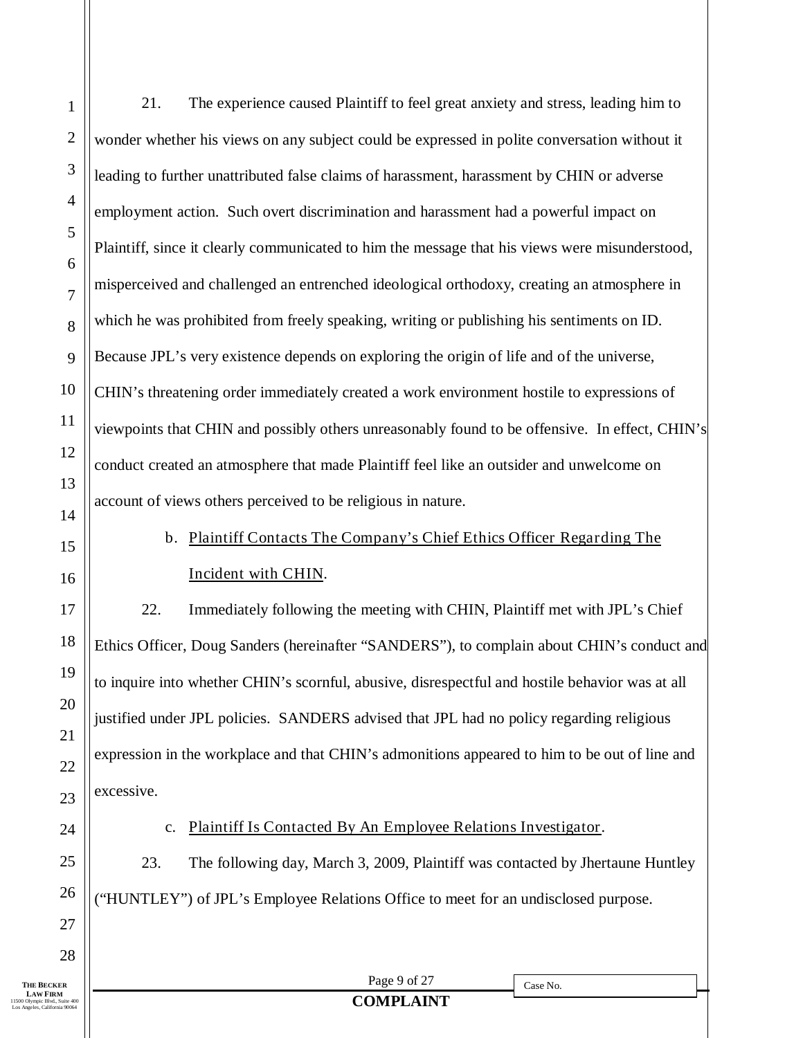21. The experience caused Plaintiff to feel great anxiety and stress, leading him to wonder whether his views on any subject could be expressed in polite conversation without it leading to further unattributed false claims of harassment, harassment by CHIN or adverse employment action. Such overt discrimination and harassment had a powerful impact on Plaintiff, since it clearly communicated to him the message that his views were misunderstood, misperceived and challenged an entrenched ideological orthodoxy, creating an atmosphere in which he was prohibited from freely speaking, writing or publishing his sentiments on ID. Because JPL's very existence depends on exploring the origin of life and of the universe, CHIN's threatening order immediately created a work environment hostile to expressions of viewpoints that CHIN and possibly others unreasonably found to be offensive. In effect, CHIN's conduct created an atmosphere that made Plaintiff feel like an outsider and unwelcome on account of views others perceived to be religious in nature.

b. Plaintiff Contacts The Company's Chief Ethics Officer Regarding The Incident with CHIN.

22. Immediately following the meeting with CHIN, Plaintiff met with JPL's Chief Ethics Officer, Doug Sanders (hereinafter "SANDERS"), to complain about CHIN's conduct and to inquire into whether CHIN's scornful, abusive, disrespectful and hostile behavior was at all justified under JPL policies. SANDERS advised that JPL had no policy regarding religious expression in the workplace and that CHIN's admonitions appeared to him to be out of line and excessive.

c. Plaintiff Is Contacted By An Employee Relations Investigator.

23. The following day, March 3, 2009, Plaintiff was contacted by Jhertaune Huntley ("HUNTLEY") of JPL's Employee Relations Office to meet for an undisclosed purpose.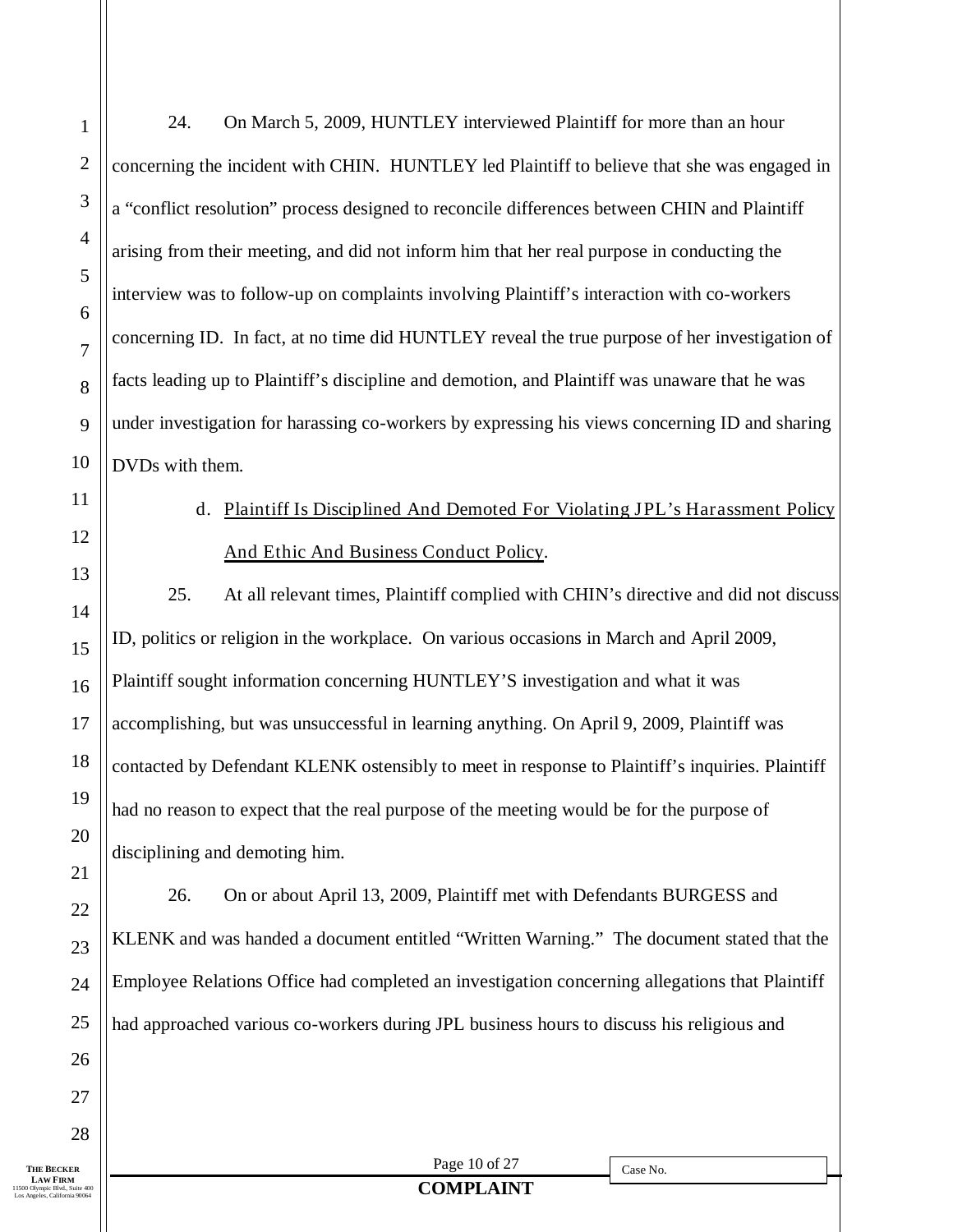24. On March 5, 2009, HUNTLEY interviewed Plaintiff for more than an hour concerning the incident with CHIN. HUNTLEY led Plaintiff to believe that she was engaged in a "conflict resolution" process designed to reconcile differences between CHIN and Plaintiff arising from their meeting, and did not inform him that her real purpose in conducting the interview was to follow-up on complaints involving Plaintiff's interaction with co-workers concerning ID. In fact, at no time did HUNTLEY reveal the true purpose of her investigation of facts leading up to Plaintiff's discipline and demotion, and Plaintiff was unaware that he was under investigation for harassing co-workers by expressing his views concerning ID and sharing DVDs with them.

d. Plaintiff Is Disciplined And Demoted For Violating JPL's Harassment Policy And Ethic And Business Conduct Policy.

25. At all relevant times, Plaintiff complied with CHIN's directive and did not discuss ID, politics or religion in the workplace. On various occasions in March and April 2009, Plaintiff sought information concerning HUNTLEY'S investigation and what it was accomplishing, but was unsuccessful in learning anything. On April 9, 2009, Plaintiff was contacted by Defendant KLENK ostensibly to meet in response to Plaintiff's inquiries. Plaintiff had no reason to expect that the real purpose of the meeting would be for the purpose of disciplining and demoting him.

26. On or about April 13, 2009, Plaintiff met with Defendants BURGESS and KLENK and was handed a document entitled "Written Warning." The document stated that the Employee Relations Office had completed an investigation concerning allegations that Plaintiff had approached various co-workers during JPL business hours to discuss his religious and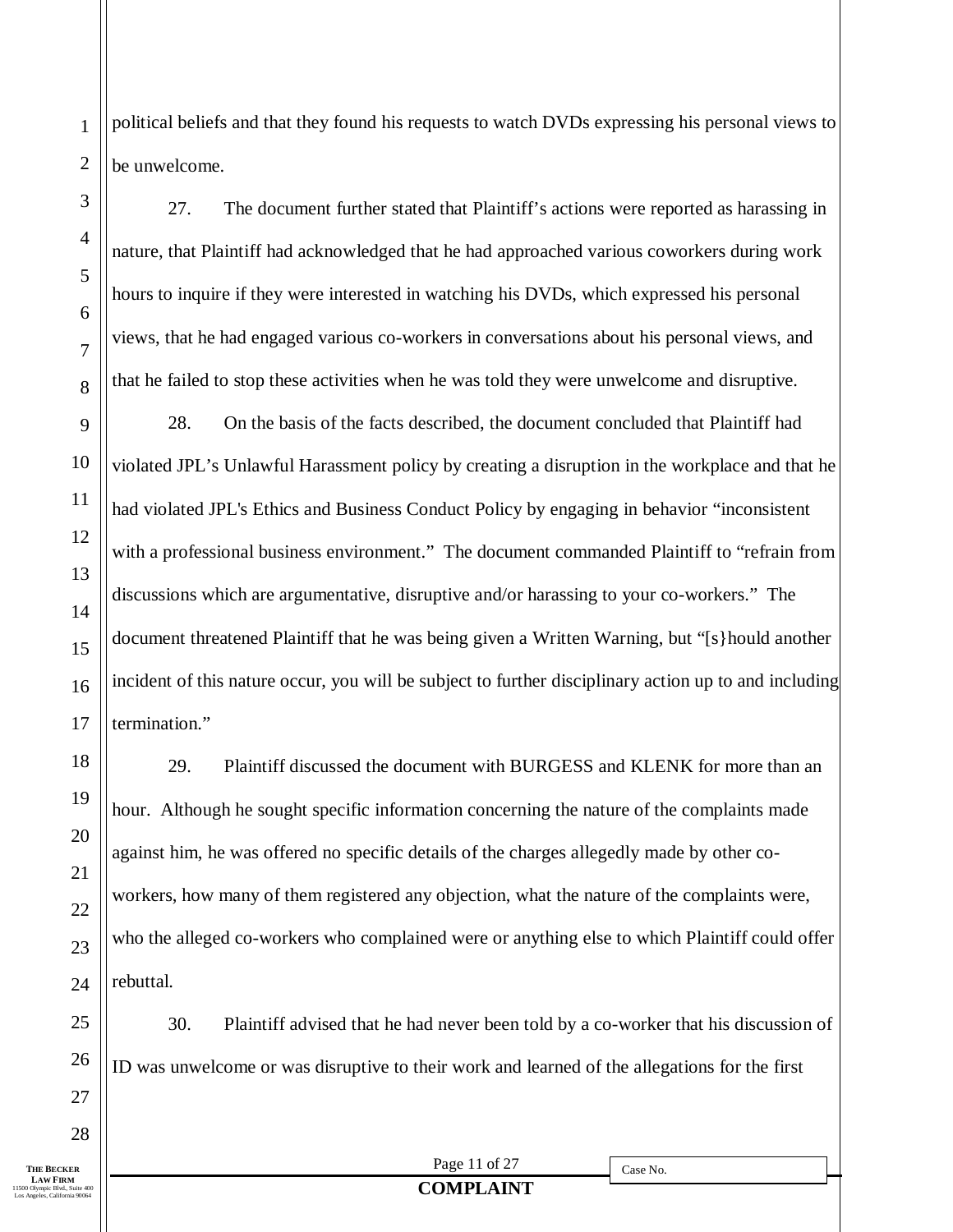political beliefs and that they found his requests to watch DVDs expressing his personal views to be unwelcome.

27. The document further stated that Plaintiff's actions were reported as harassing in nature, that Plaintiff had acknowledged that he had approached various coworkers during work hours to inquire if they were interested in watching his DVDs, which expressed his personal views, that he had engaged various co-workers in conversations about his personal views, and that he failed to stop these activities when he was told they were unwelcome and disruptive.

28. On the basis of the facts described, the document concluded that Plaintiff had violated JPL's Unlawful Harassment policy by creating a disruption in the workplace and that he had violated JPL's Ethics and Business Conduct Policy by engaging in behavior "inconsistent with a professional business environment." The document commanded Plaintiff to "refrain from discussions which are argumentative, disruptive and/or harassing to your co-workers." The document threatened Plaintiff that he was being given a Written Warning, but "[s}hould another incident of this nature occur, you will be subject to further disciplinary action up to and including termination."

29. Plaintiff discussed the document with BURGESS and KLENK for more than an hour. Although he sought specific information concerning the nature of the complaints made against him, he was offered no specific details of the charges allegedly made by other co-workers, how many of them registered any objection, what the nature of the complaints were, who the alleged co-workers who complained were or anything else to which Plaintiff could offer rebuttal.

30. Plaintiff advised that he had never been told by a co-worker that his discussion of ID was unwelcome or was disruptive to their work and learned of the allegations for the first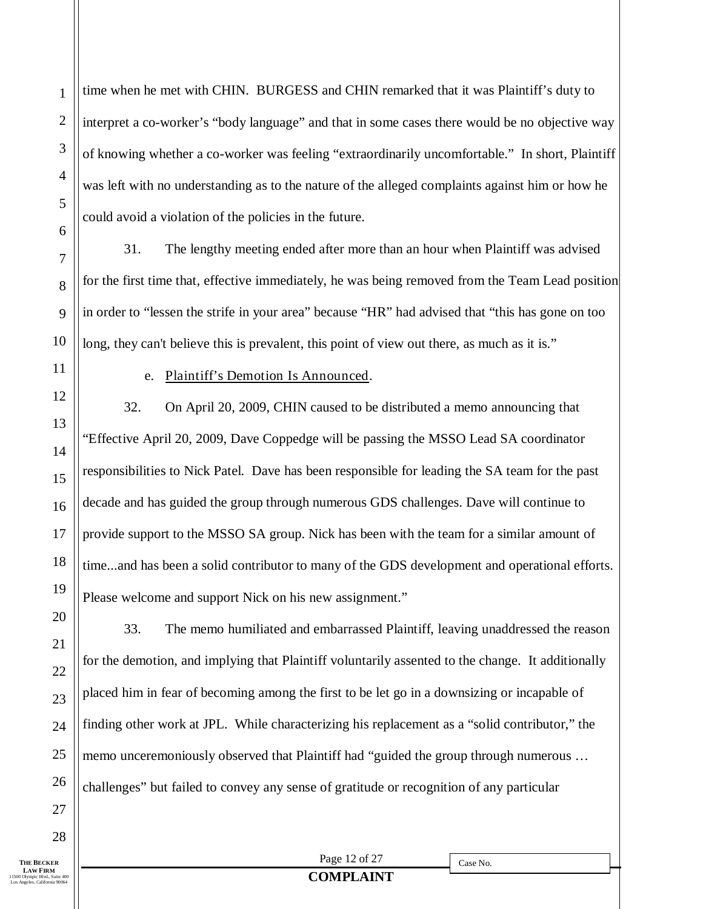time when he met with CHIN. BURGESS and CHIN remarked that it was Plaintiff's duty to interpret a co-worker's "body language" and that in some cases there would be no objective way of knowing whether a co-worker was feeling "extraordinarily uncomfortable." In short, Plaintiff was left with no understanding as to the nature of the alleged complaints against him or how he could avoid a violation of the policies in the future.

31. The lengthy meeting ended after more than an hour when Plaintiff was advised for the first time that, effective immediately, he was being removed from the Team Lead position in order to "lessen the strife in your area" because "HR" had advised that "this has gone on too long, they can't believe this is prevalent, this point of view out there, as much as it is."

e. Plaintiff's Demotion Is Announced.

32. On April 20, 2009, CHIN caused to be distributed a memo announcing that "Effective April 20, 2009, Dave Coppedge will be passing the MSSO Lead SA coordinator responsibilities to Nick Patel. Dave has been responsible for leading the SA team for the past decade and has guided the group through numerous GDS challenges. Dave will continue to provide support to the MSSO SA group. Nick has been with the team for a similar amount of time...and has been a solid contributor to many of the GDS development and operational efforts. Please welcome and support Nick on his new assignment."

33. The memo humiliated and embarrassed Plaintiff, leaving unaddressed the reason for the demotion, and implying that Plaintiff voluntarily assented to the change. It additionally placed him in fear of becoming among the first to be let go in a downsizing or incapable of finding other work at JPL. While characterizing his replacement as a "solid contributor," the memo unceremoniously observed that Plaintiff had "guided the group through numerous … challenges" but failed to convey any sense of gratitude or recognition of any particular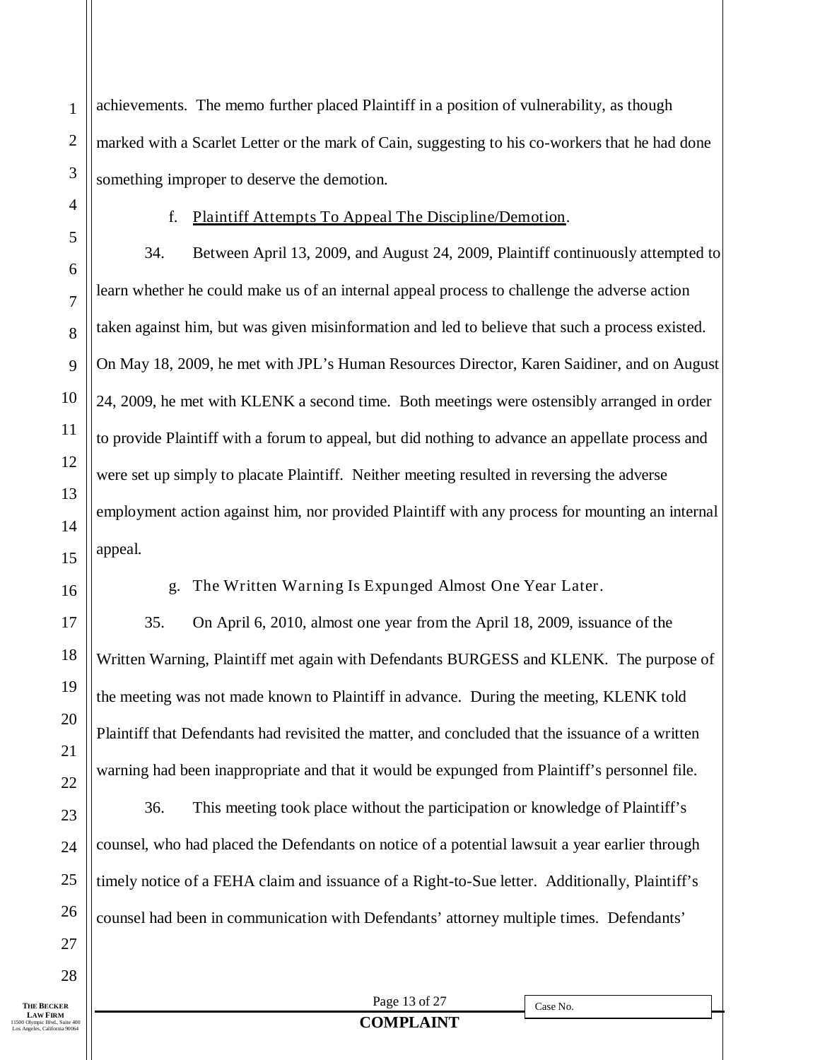achievements. The memo further placed Plaintiff in a position of vulnerability, as though marked with a Scarlet Letter or the mark of Cain, suggesting to his co-workers that he had done something improper to deserve the demotion.

f. Plaintiff Attempts To Appeal The Discipline/Demotion.

34. Between April 13, 2009, and August 24, 2009, Plaintiff continuously attempted to learn whether he could make us of an internal appeal process to challenge the adverse action taken against him, but was given misinformation and led to believe that such a process existed. On May 18, 2009, he met with JPL's Human Resources Director, Karen Saidiner, and on August 24, 2009, he met with KLENK a second time. Both meetings were ostensibly arranged in order to provide Plaintiff with a forum to appeal, but did nothing to advance an appellate process and were set up simply to placate Plaintiff. Neither meeting resulted in reversing the adverse employment action against him, nor provided Plaintiff with any process for mounting an internal appeal.

g. The Written Warning Is Expunged Almost One Year Later.

35. On April 6, 2010, almost one year from the April 18, 2009, issuance of the Written Warning, Plaintiff met again with Defendants BURGESS and KLENK. The purpose of the meeting was not made known to Plaintiff in advance. During the meeting, KLENK told Plaintiff that Defendants had revisited the matter, and concluded that the issuance of a written warning had been inappropriate and that it would be expunged from Plaintiff's personnel file.

36. This meeting took place without the participation or knowledge of Plaintiff's counsel, who had placed the Defendants on notice of a potential lawsuit a year earlier through timely notice of a FEHA claim and issuance of a Right-to-Sue letter. Additionally, Plaintiff's counsel had been in communication with Defendants' attorney multiple times. Defendants'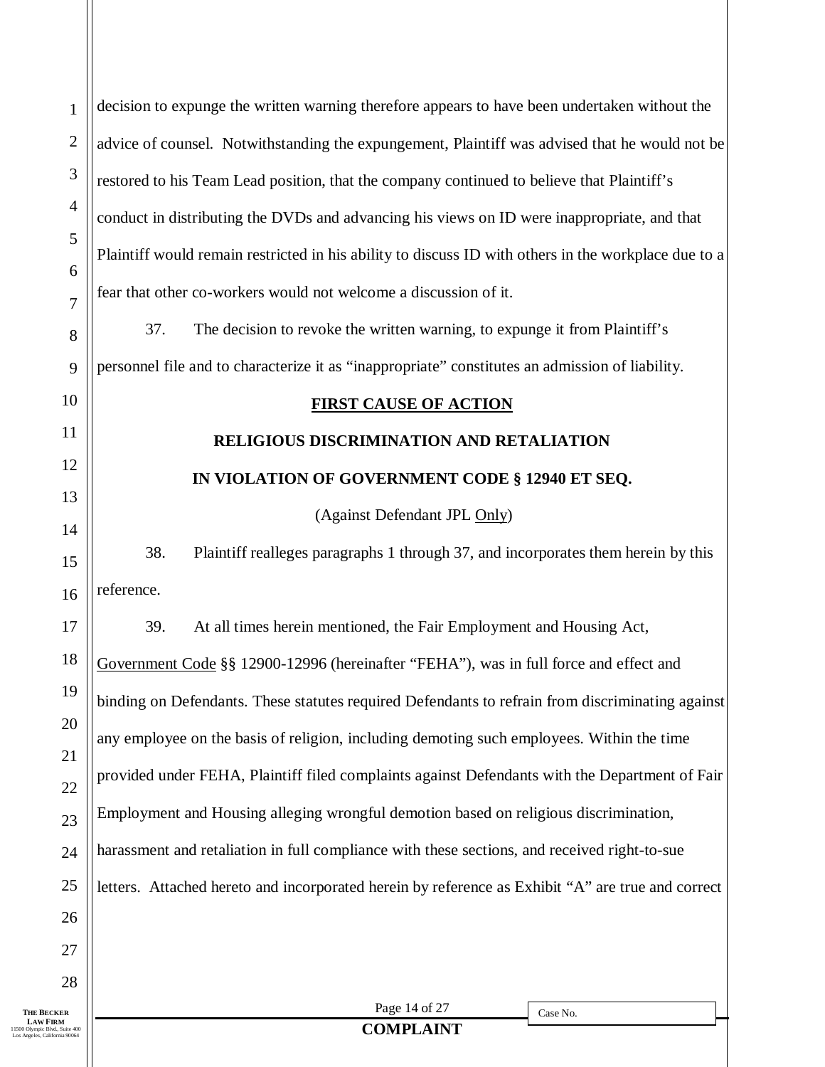decision to expunge the written warning therefore appears to have been undertaken without the advice of counsel. Notwithstanding the expungement, Plaintiff was advised that he would not be restored to his Team Lead position, that the company continued to believe that Plaintiff's conduct in distributing the DVDs and advancing his views on ID were inappropriate, and that Plaintiff would remain restricted in his ability to discuss ID with others in the workplace due to a fear that other co-workers would not welcome a discussion of it.

37. The decision to revoke the written warning, to expunge it from Plaintiff's personnel file and to characterize it as "inappropriate" constitutes an admission of liability.

**<u>FIRST CAUSE OF ACTION</u>**

**RELIGIOUS DISCRIMINATION AND RETALIATION**

**IN VIOLATION OF GOVERNMENT CODE § 12940 ET SEQ.**

(Against Defendant JPL <u>Only</u>)

38. Plaintiff realleges paragraphs 1 through 37, and incorporates them herein by this reference.

39. At all times herein mentioned, the Fair Employment and Housing Act, <u>Government Code</u> §§ 12900-12996 (hereinafter "FEHA"), was in full force and effect and binding on Defendants. These statutes required Defendants to refrain from discriminating against any employee on the basis of religion, including demoting such employees. Within the time provided under FEHA, Plaintiff filed complaints against Defendants with the Department of Fair Employment and Housing alleging wrongful demotion based on religious discrimination, harassment and retaliation in full compliance with these sections, and received right-to-sue letters. Attached hereto and incorporated herein by reference as Exhibit "A" are true and correct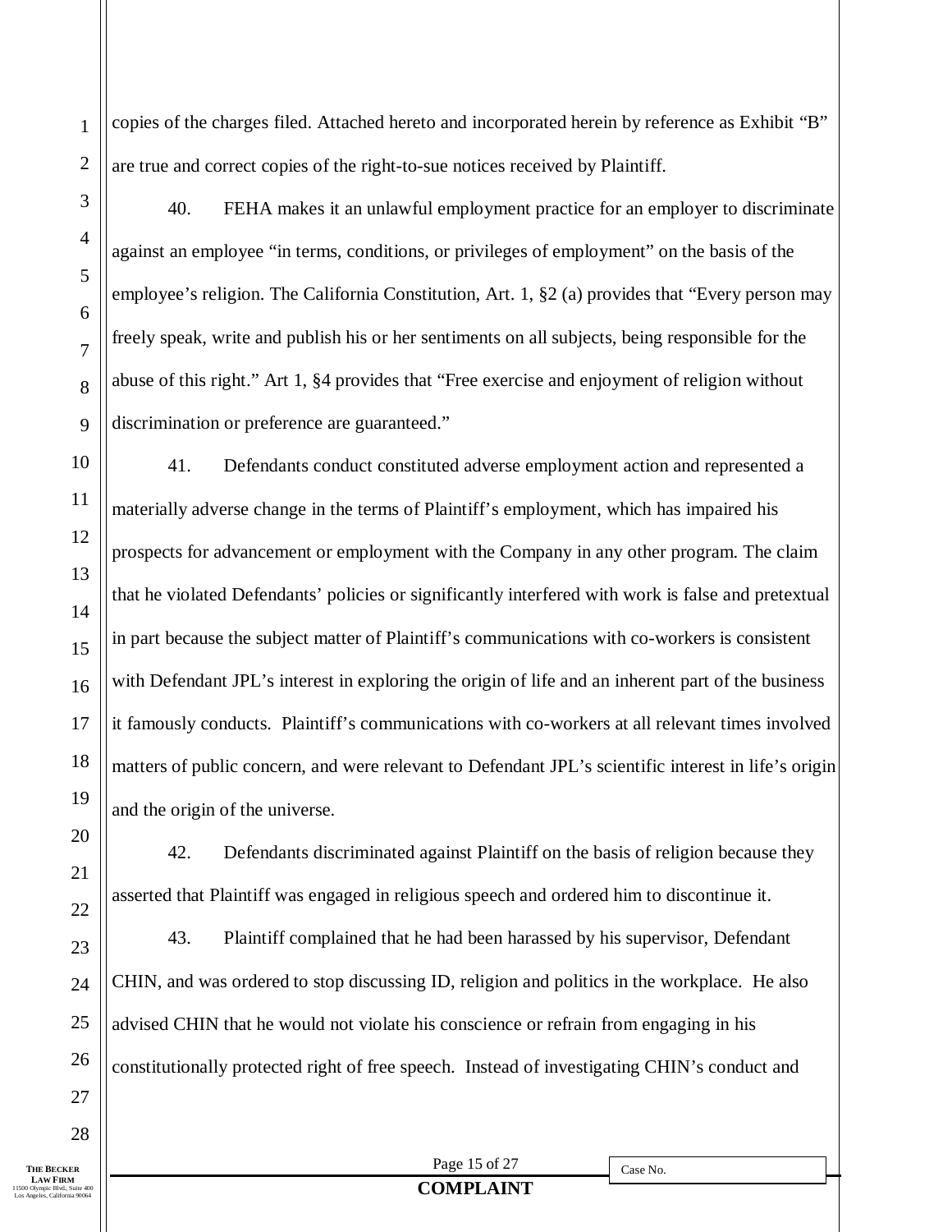copies of the charges filed. Attached hereto and incorporated herein by reference as Exhibit "B" are true and correct copies of the right-to-sue notices received by Plaintiff.

40. FEHA makes it an unlawful employment practice for an employer to discriminate against an employee "in terms, conditions, or privileges of employment" on the basis of the employee's religion. The California Constitution, Art. 1, §2 (a) provides that "Every person may freely speak, write and publish his or her sentiments on all subjects, being responsible for the abuse of this right." Art 1, §4 provides that "Free exercise and enjoyment of religion without discrimination or preference are guaranteed."

41. Defendants conduct constituted adverse employment action and represented a materially adverse change in the terms of Plaintiff's employment, which has impaired his prospects for advancement or employment with the Company in any other program. The claim that he violated Defendants' policies or significantly interfered with work is false and pretextual in part because the subject matter of Plaintiff's communications with co-workers is consistent with Defendant JPL's interest in exploring the origin of life and an inherent part of the business it famously conducts. Plaintiff's communications with co-workers at all relevant times involved matters of public concern, and were relevant to Defendant JPL's scientific interest in life's origin and the origin of the universe.

42. Defendants discriminated against Plaintiff on the basis of religion because they asserted that Plaintiff was engaged in religious speech and ordered him to discontinue it.

43. Plaintiff complained that he had been harassed by his supervisor, Defendant CHIN, and was ordered to stop discussing ID, religion and politics in the workplace. He also advised CHIN that he would not violate his conscience or refrain from engaging in his constitutionally protected right of free speech. Instead of investigating CHIN's conduct and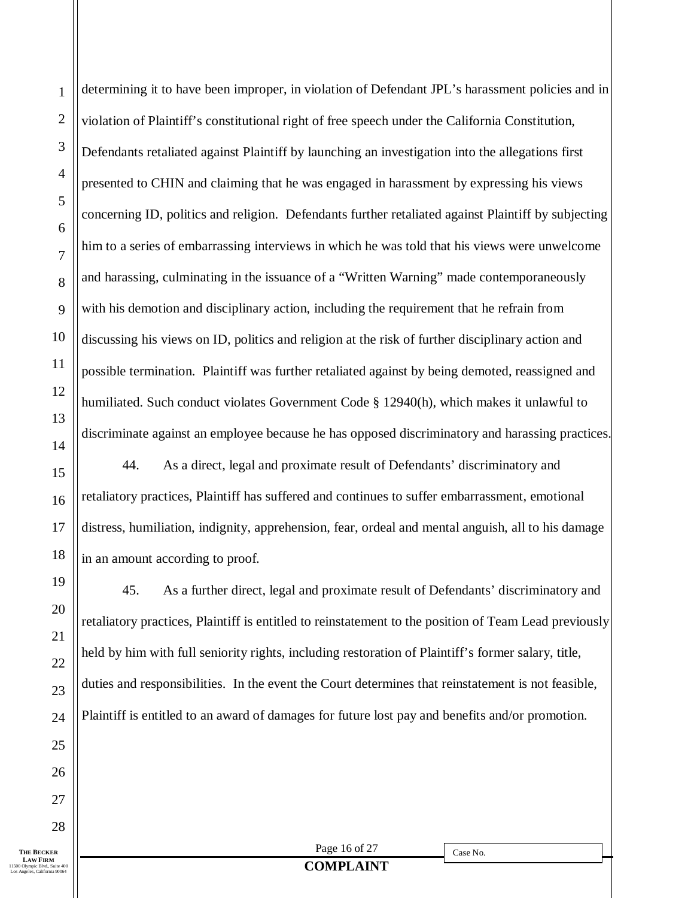determining it to have been improper, in violation of Defendant JPL's harassment policies and in violation of Plaintiff's constitutional right of free speech under the California Constitution, Defendants retaliated against Plaintiff by launching an investigation into the allegations first presented to CHIN and claiming that he was engaged in harassment by expressing his views concerning ID, politics and religion. Defendants further retaliated against Plaintiff by subjecting him to a series of embarrassing interviews in which he was told that his views were unwelcome and harassing, culminating in the issuance of a "Written Warning" made contemporaneously with his demotion and disciplinary action, including the requirement that he refrain from discussing his views on ID, politics and religion at the risk of further disciplinary action and possible termination. Plaintiff was further retaliated against by being demoted, reassigned and humiliated. Such conduct violates Government Code § 12940(h), which makes it unlawful to discriminate against an employee because he has opposed discriminatory and harassing practices.

44. As a direct, legal and proximate result of Defendants' discriminatory and retaliatory practices, Plaintiff has suffered and continues to suffer embarrassment, emotional distress, humiliation, indignity, apprehension, fear, ordeal and mental anguish, all to his damage in an amount according to proof.

45. As a further direct, legal and proximate result of Defendants' discriminatory and retaliatory practices, Plaintiff is entitled to reinstatement to the position of Team Lead previously held by him with full seniority rights, including restoration of Plaintiff's former salary, title, duties and responsibilities. In the event the Court determines that reinstatement is not feasible, Plaintiff is entitled to an award of damages for future lost pay and benefits and/or promotion.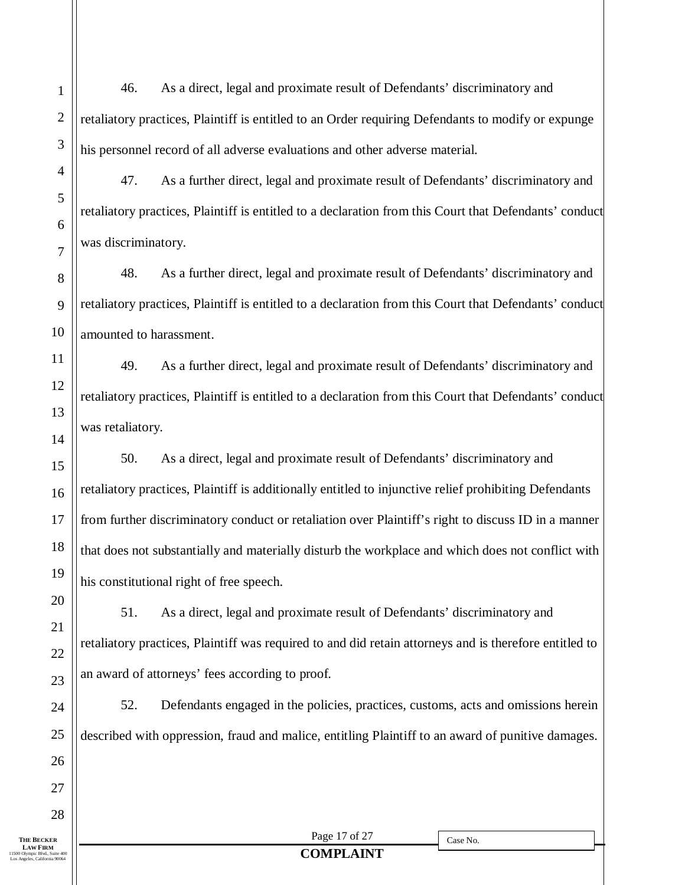46. As a direct, legal and proximate result of Defendants' discriminatory and retaliatory practices, Plaintiff is entitled to an Order requiring Defendants to modify or expunge his personnel record of all adverse evaluations and other adverse material.

47. As a further direct, legal and proximate result of Defendants' discriminatory and retaliatory practices, Plaintiff is entitled to a declaration from this Court that Defendants' conduct was discriminatory.

48. As a further direct, legal and proximate result of Defendants' discriminatory and retaliatory practices, Plaintiff is entitled to a declaration from this Court that Defendants' conduct amounted to harassment.

49. As a further direct, legal and proximate result of Defendants' discriminatory and retaliatory practices, Plaintiff is entitled to a declaration from this Court that Defendants' conduct was retaliatory.

50. As a direct, legal and proximate result of Defendants' discriminatory and retaliatory practices, Plaintiff is additionally entitled to injunctive relief prohibiting Defendants from further discriminatory conduct or retaliation over Plaintiff's right to discuss ID in a manner that does not substantially and materially disturb the workplace and which does not conflict with his constitutional right of free speech.

51. As a direct, legal and proximate result of Defendants' discriminatory and retaliatory practices, Plaintiff was required to and did retain attorneys and is therefore entitled to an award of attorneys' fees according to proof.

52. Defendants engaged in the policies, practices, customs, acts and omissions herein described with oppression, fraud and malice, entitling Plaintiff to an award of punitive damages.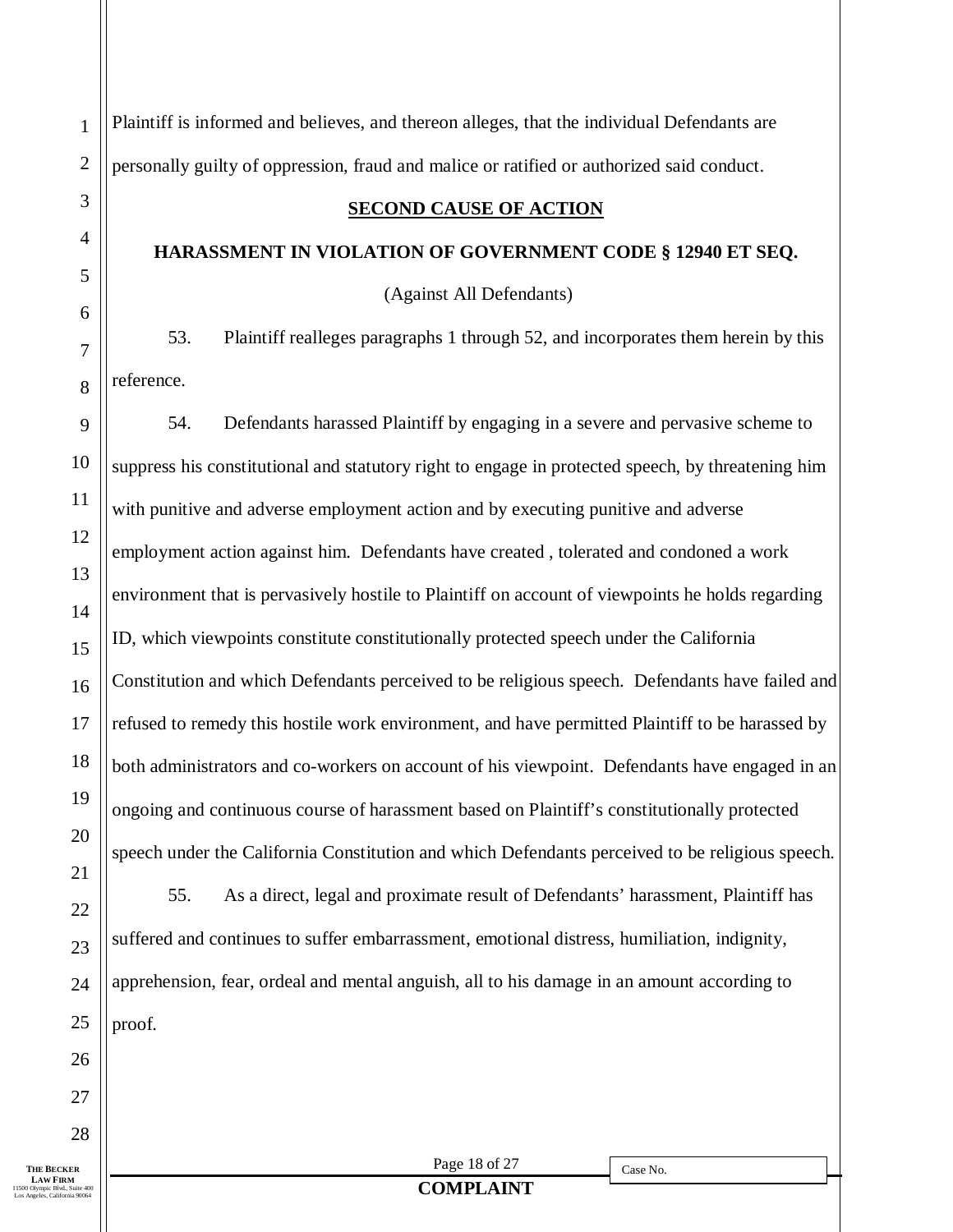Plaintiff is informed and believes, and thereon alleges, that the individual Defendants are personally guilty of oppression, fraud and malice or ratified or authorized said conduct.

## SECOND CAUSE OF ACTION

### HARASSMENT IN VIOLATION OF GOVERNMENT CODE § 12940 ET SEQ.

(Against All Defendants)

53. Plaintiff realleges paragraphs 1 through 52, and incorporates them herein by this reference.

54. Defendants harassed Plaintiff by engaging in a severe and pervasive scheme to suppress his constitutional and statutory right to engage in protected speech, by threatening him with punitive and adverse employment action and by executing punitive and adverse employment action against him. Defendants have created , tolerated and condoned a work environment that is pervasively hostile to Plaintiff on account of viewpoints he holds regarding ID, which viewpoints constitute constitutionally protected speech under the California Constitution and which Defendants perceived to be religious speech. Defendants have failed and refused to remedy this hostile work environment, and have permitted Plaintiff to be harassed by both administrators and co-workers on account of his viewpoint. Defendants have engaged in an ongoing and continuous course of harassment based on Plaintiff's constitutionally protected speech under the California Constitution and which Defendants perceived to be religious speech.

55. As a direct, legal and proximate result of Defendants' harassment, Plaintiff has suffered and continues to suffer embarrassment, emotional distress, humiliation, indignity, apprehension, fear, ordeal and mental anguish, all to his damage in an amount according to proof.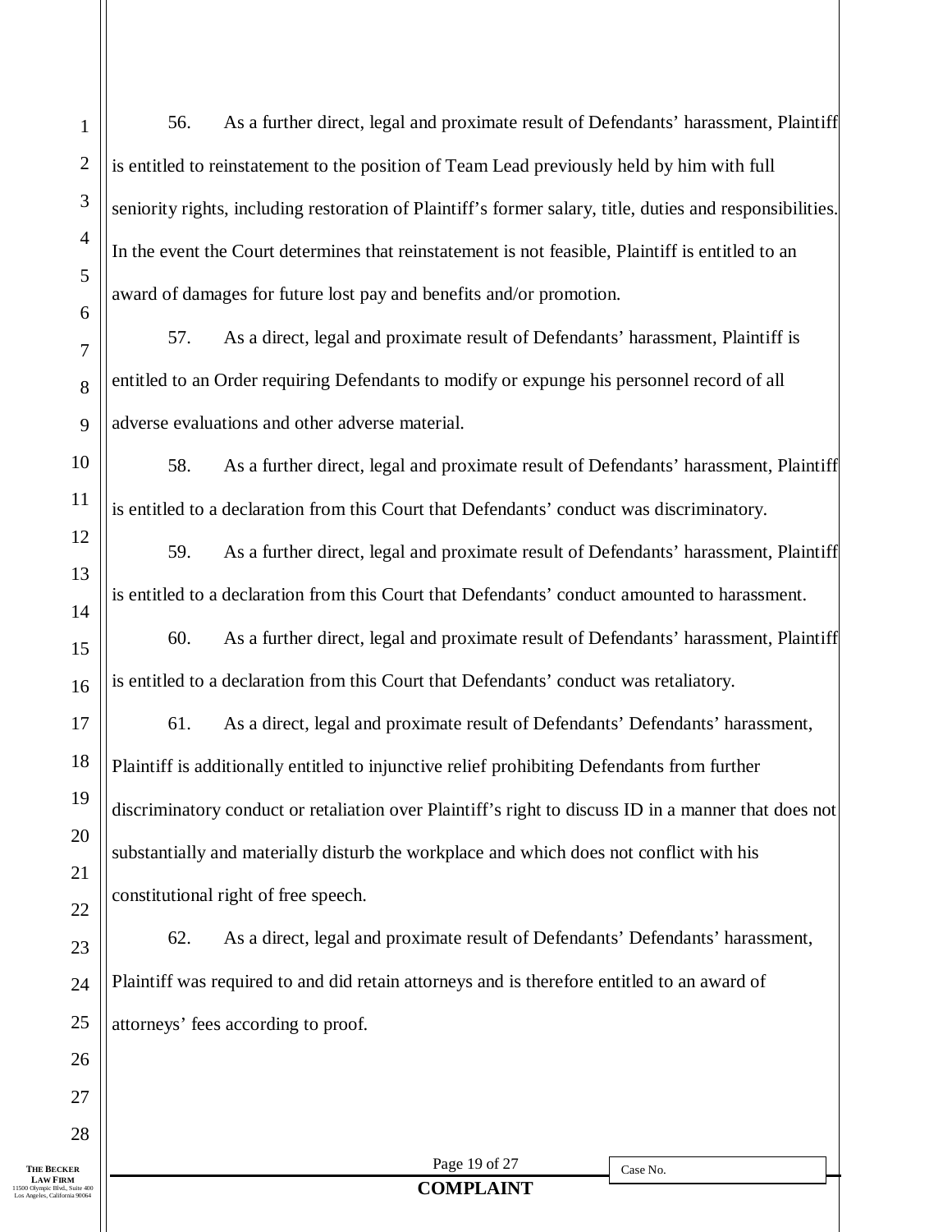56. As a further direct, legal and proximate result of Defendants' harassment, Plaintiff is entitled to reinstatement to the position of Team Lead previously held by him with full seniority rights, including restoration of Plaintiff's former salary, title, duties and responsibilities. In the event the Court determines that reinstatement is not feasible, Plaintiff is entitled to an award of damages for future lost pay and benefits and/or promotion.

57. As a direct, legal and proximate result of Defendants' harassment, Plaintiff is entitled to an Order requiring Defendants to modify or expunge his personnel record of all adverse evaluations and other adverse material.

58. As a further direct, legal and proximate result of Defendants' harassment, Plaintiff is entitled to a declaration from this Court that Defendants' conduct was discriminatory.

59. As a further direct, legal and proximate result of Defendants' harassment, Plaintiff is entitled to a declaration from this Court that Defendants' conduct amounted to harassment.

60. As a further direct, legal and proximate result of Defendants' harassment, Plaintiff is entitled to a declaration from this Court that Defendants' conduct was retaliatory.

61. As a direct, legal and proximate result of Defendants' Defendants' harassment, Plaintiff is additionally entitled to injunctive relief prohibiting Defendants from further discriminatory conduct or retaliation over Plaintiff's right to discuss ID in a manner that does not substantially and materially disturb the workplace and which does not conflict with his constitutional right of free speech.

62. As a direct, legal and proximate result of Defendants' Defendants' harassment, Plaintiff was required to and did retain attorneys and is therefore entitled to an award of attorneys' fees according to proof.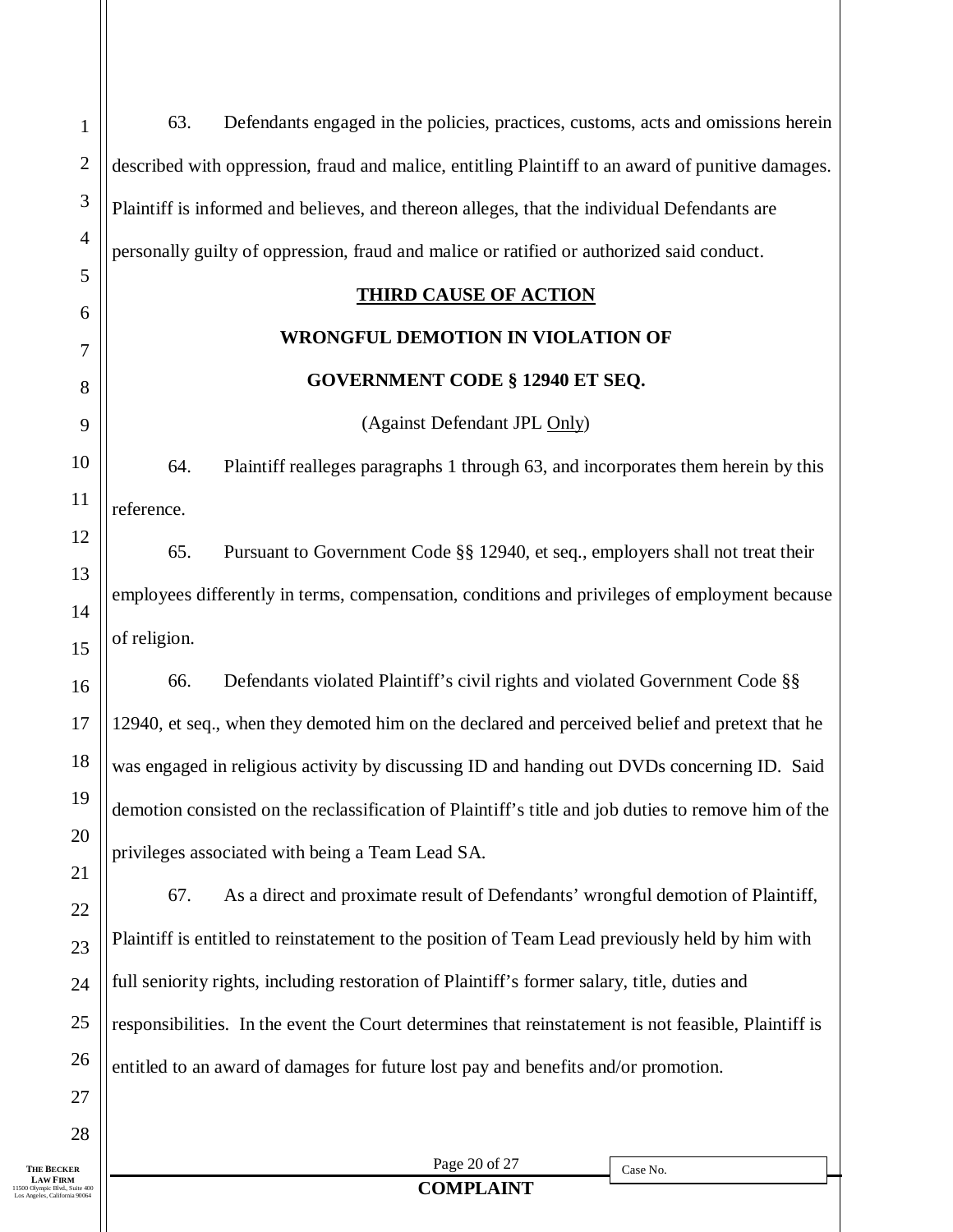63. Defendants engaged in the policies, practices, customs, acts and omissions herein described with oppression, fraud and malice, entitling Plaintiff to an award of punitive damages. Plaintiff is informed and believes, and thereon alleges, that the individual Defendants are personally guilty of oppression, fraud and malice or ratified or authorized said conduct.

## THIRD CAUSE OF ACTION

## WRONGFUL DEMOTION IN VIOLATION OF GOVERNMENT CODE § 12940 ET SEQ.

(Against Defendant JPL Only)

64. Plaintiff realleges paragraphs 1 through 63, and incorporates them herein by this reference.

65. Pursuant to Government Code §§ 12940, et seq., employers shall not treat their employees differently in terms, compensation, conditions and privileges of employment because of religion.

66. Defendants violated Plaintiff's civil rights and violated Government Code §§ 12940, et seq., when they demoted him on the declared and perceived belief and pretext that he was engaged in religious activity by discussing ID and handing out DVDs concerning ID. Said demotion consisted on the reclassification of Plaintiff's title and job duties to remove him of the privileges associated with being a Team Lead SA.

67. As a direct and proximate result of Defendants' wrongful demotion of Plaintiff, Plaintiff is entitled to reinstatement to the position of Team Lead previously held by him with full seniority rights, including restoration of Plaintiff's former salary, title, duties and responsibilities. In the event the Court determines that reinstatement is not feasible, Plaintiff is entitled to an award of damages for future lost pay and benefits and/or promotion.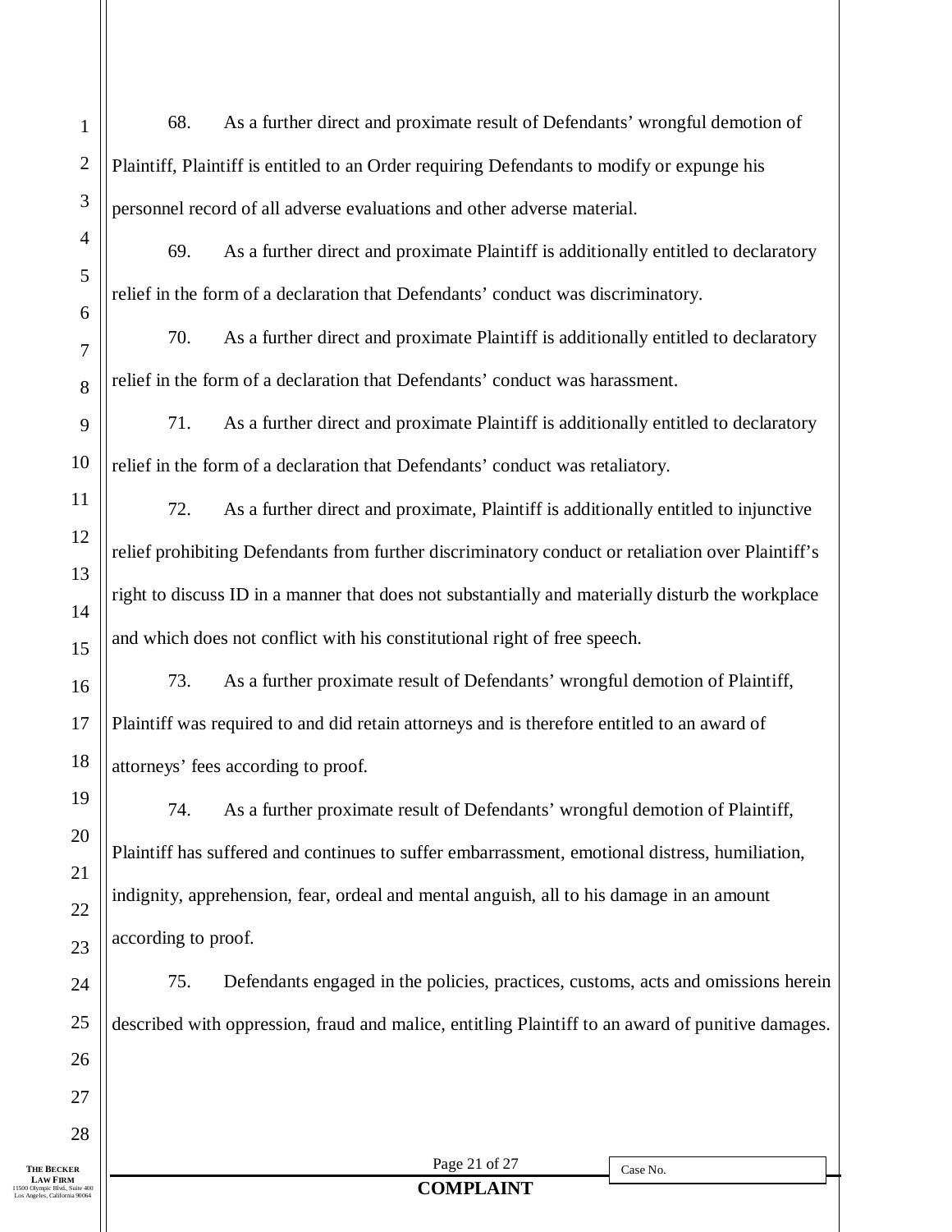68. As a further direct and proximate result of Defendants' wrongful demotion of Plaintiff, Plaintiff is entitled to an Order requiring Defendants to modify or expunge his personnel record of all adverse evaluations and other adverse material.

69. As a further direct and proximate Plaintiff is additionally entitled to declaratory relief in the form of a declaration that Defendants' conduct was discriminatory.

70. As a further direct and proximate Plaintiff is additionally entitled to declaratory relief in the form of a declaration that Defendants' conduct was harassment.

71. As a further direct and proximate Plaintiff is additionally entitled to declaratory relief in the form of a declaration that Defendants' conduct was retaliatory.

72. As a further direct and proximate, Plaintiff is additionally entitled to injunctive relief prohibiting Defendants from further discriminatory conduct or retaliation over Plaintiff's right to discuss ID in a manner that does not substantially and materially disturb the workplace and which does not conflict with his constitutional right of free speech.

73. As a further proximate result of Defendants' wrongful demotion of Plaintiff, Plaintiff was required to and did retain attorneys and is therefore entitled to an award of attorneys' fees according to proof.

74. As a further proximate result of Defendants' wrongful demotion of Plaintiff, Plaintiff has suffered and continues to suffer embarrassment, emotional distress, humiliation, indignity, apprehension, fear, ordeal and mental anguish, all to his damage in an amount according to proof.

75. Defendants engaged in the policies, practices, customs, acts and omissions herein described with oppression, fraud and malice, entitling Plaintiff to an award of punitive damages.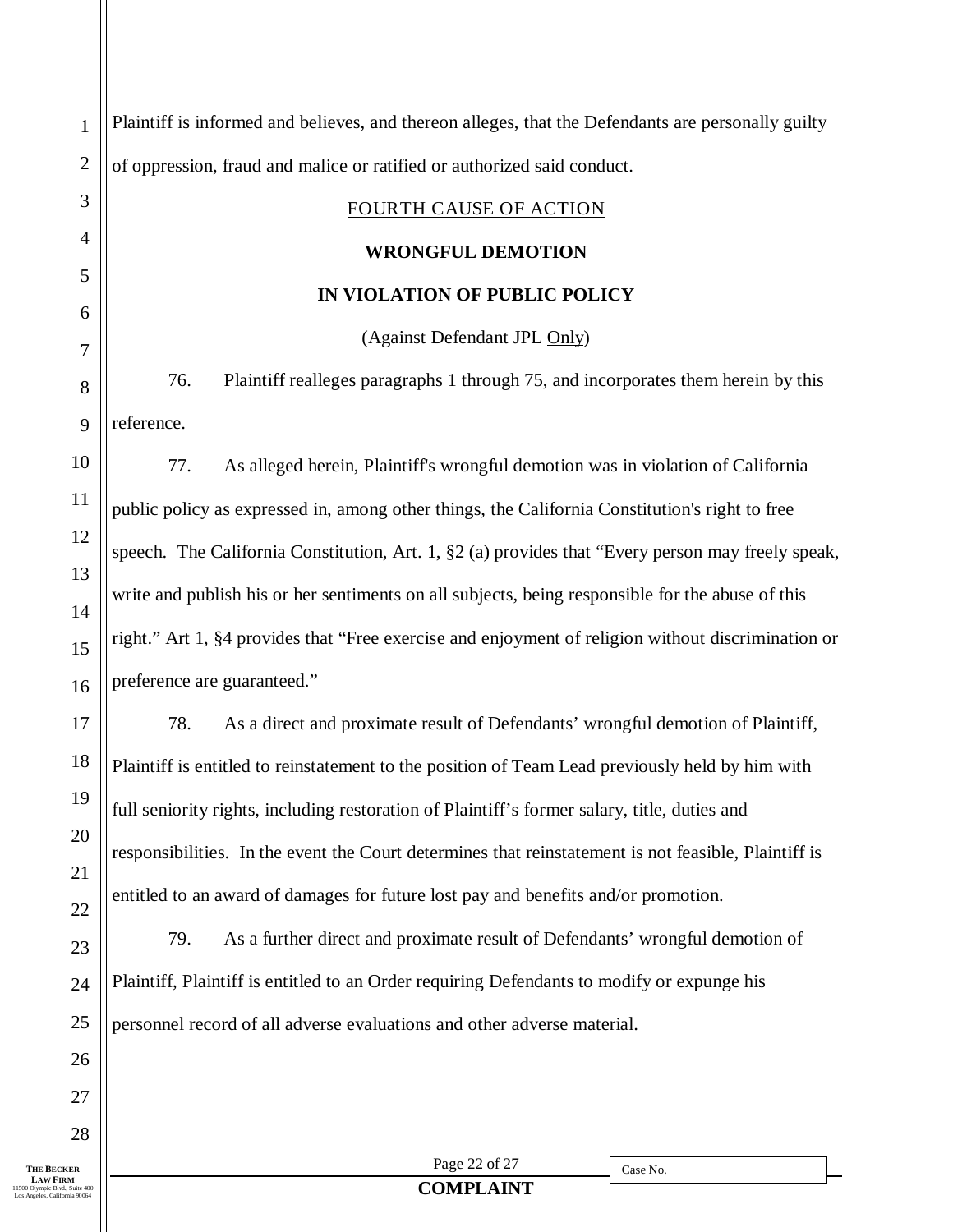Plaintiff is informed and believes, and thereon alleges, that the Defendants are personally guilty of oppression, fraud and malice or ratified or authorized said conduct.

<u>FOURTH CAUSE OF ACTION</u>

**WRONGFUL DEMOTION**

**IN VIOLATION OF PUBLIC POLICY**

(Against Defendant JPL <u>Only</u>)

76. Plaintiff realleges paragraphs 1 through 75, and incorporates them herein by this reference.

77. As alleged herein, Plaintiff's wrongful demotion was in violation of California public policy as expressed in, among other things, the California Constitution's right to free speech. The California Constitution, Art. 1, §2 (a) provides that "Every person may freely speak, write and publish his or her sentiments on all subjects, being responsible for the abuse of this right." Art 1, §4 provides that "Free exercise and enjoyment of religion without discrimination or preference are guaranteed."

78. As a direct and proximate result of Defendants' wrongful demotion of Plaintiff, Plaintiff is entitled to reinstatement to the position of Team Lead previously held by him with full seniority rights, including restoration of Plaintiff's former salary, title, duties and responsibilities. In the event the Court determines that reinstatement is not feasible, Plaintiff is entitled to an award of damages for future lost pay and benefits and/or promotion.

79. As a further direct and proximate result of Defendants' wrongful demotion of Plaintiff, Plaintiff is entitled to an Order requiring Defendants to modify or expunge his personnel record of all adverse evaluations and other adverse material.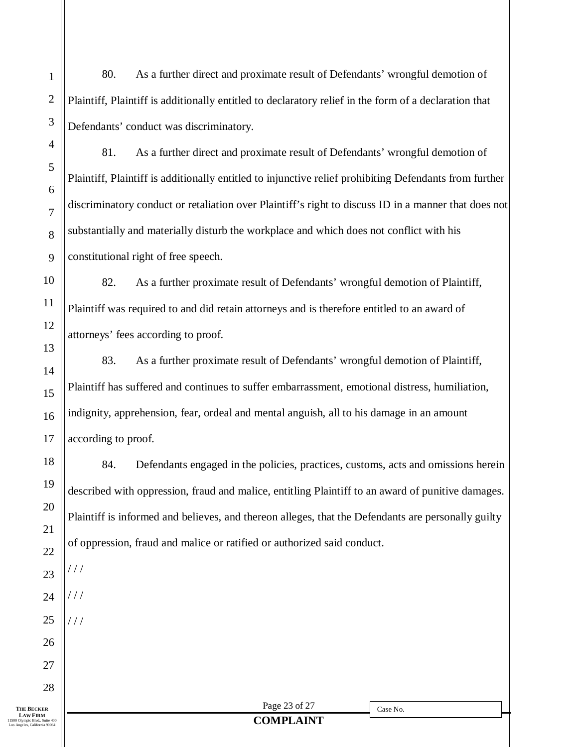80. As a further direct and proximate result of Defendants' wrongful demotion of Plaintiff, Plaintiff is additionally entitled to declaratory relief in the form of a declaration that Defendants' conduct was discriminatory.

81. As a further direct and proximate result of Defendants' wrongful demotion of Plaintiff, Plaintiff is additionally entitled to injunctive relief prohibiting Defendants from further discriminatory conduct or retaliation over Plaintiff's right to discuss ID in a manner that does not substantially and materially disturb the workplace and which does not conflict with his constitutional right of free speech.

82. As a further proximate result of Defendants' wrongful demotion of Plaintiff, Plaintiff was required to and did retain attorneys and is therefore entitled to an award of attorneys' fees according to proof.

83. As a further proximate result of Defendants' wrongful demotion of Plaintiff, Plaintiff has suffered and continues to suffer embarrassment, emotional distress, humiliation, indignity, apprehension, fear, ordeal and mental anguish, all to his damage in an amount according to proof.

84. Defendants engaged in the policies, practices, customs, acts and omissions herein described with oppression, fraud and malice, entitling Plaintiff to an award of punitive damages. Plaintiff is informed and believes, and thereon alleges, that the Defendants are personally guilty of oppression, fraud and malice or ratified or authorized said conduct.

/ / /

/ / /

/ / /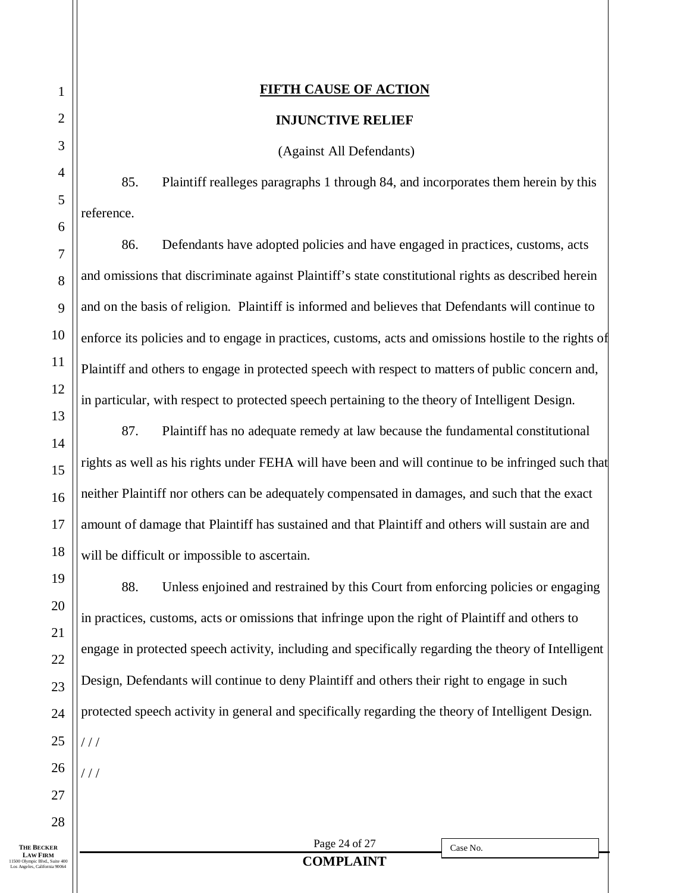**FIFTH CAUSE OF ACTION**

**INJUNCTIVE RELIEF**

(Against All Defendants)

85. Plaintiff realleges paragraphs 1 through 84, and incorporates them herein by this reference.

86. Defendants have adopted policies and have engaged in practices, customs, acts and omissions that discriminate against Plaintiff's state constitutional rights as described herein and on the basis of religion. Plaintiff is informed and believes that Defendants will continue to enforce its policies and to engage in practices, customs, acts and omissions hostile to the rights of Plaintiff and others to engage in protected speech with respect to matters of public concern and, in particular, with respect to protected speech pertaining to the theory of Intelligent Design.

87. Plaintiff has no adequate remedy at law because the fundamental constitutional rights as well as his rights under FEHA will have been and will continue to be infringed such that neither Plaintiff nor others can be adequately compensated in damages, and such that the exact amount of damage that Plaintiff has sustained and that Plaintiff and others will sustain are and will be difficult or impossible to ascertain.

88. Unless enjoined and restrained by this Court from enforcing policies or engaging in practices, customs, acts or omissions that infringe upon the right of Plaintiff and others to engage in protected speech activity, including and specifically regarding the theory of Intelligent Design, Defendants will continue to deny Plaintiff and others their right to engage in such protected speech activity in general and specifically regarding the theory of Intelligent Design.

/ / /

/ / /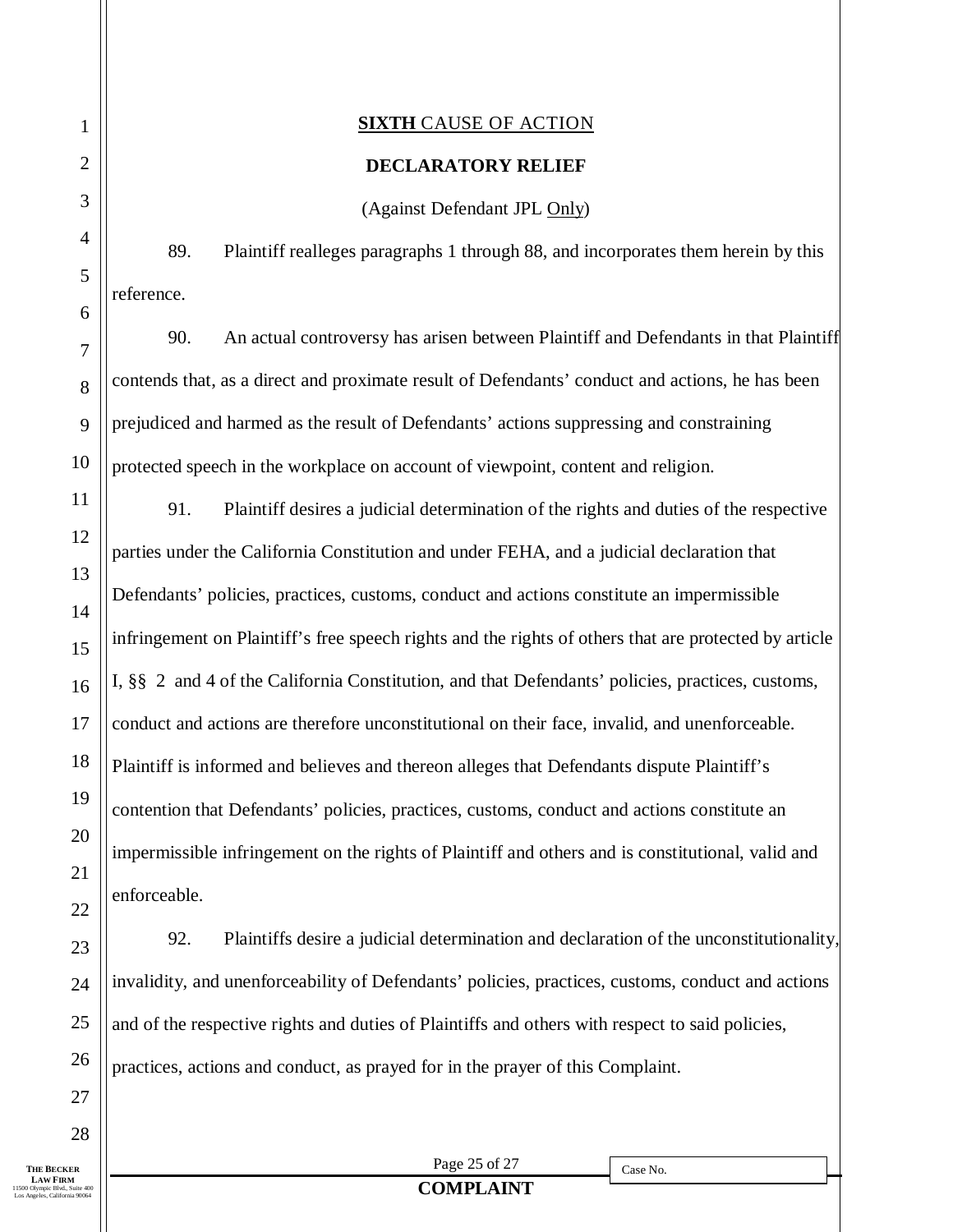**SIXTH** CAUSE OF ACTION

**DECLARATORY RELIEF**

(Against Defendant JPL Only)

89. Plaintiff realleges paragraphs 1 through 88, and incorporates them herein by this reference.

90. An actual controversy has arisen between Plaintiff and Defendants in that Plaintiff contends that, as a direct and proximate result of Defendants' conduct and actions, he has been prejudiced and harmed as the result of Defendants' actions suppressing and constraining protected speech in the workplace on account of viewpoint, content and religion.

91. Plaintiff desires a judicial determination of the rights and duties of the respective parties under the California Constitution and under FEHA, and a judicial declaration that Defendants' policies, practices, customs, conduct and actions constitute an impermissible infringement on Plaintiff's free speech rights and the rights of others that are protected by article I, §§ 2 and 4 of the California Constitution, and that Defendants' policies, practices, customs, conduct and actions are therefore unconstitutional on their face, invalid, and unenforceable. Plaintiff is informed and believes and thereon alleges that Defendants dispute Plaintiff's contention that Defendants' policies, practices, customs, conduct and actions constitute an impermissible infringement on the rights of Plaintiff and others and is constitutional, valid and enforceable.

92. Plaintiffs desire a judicial determination and declaration of the unconstitutionality, invalidity, and unenforceability of Defendants' policies, practices, customs, conduct and actions and of the respective rights and duties of Plaintiffs and others with respect to said policies, practices, actions and conduct, as prayed for in the prayer of this Complaint.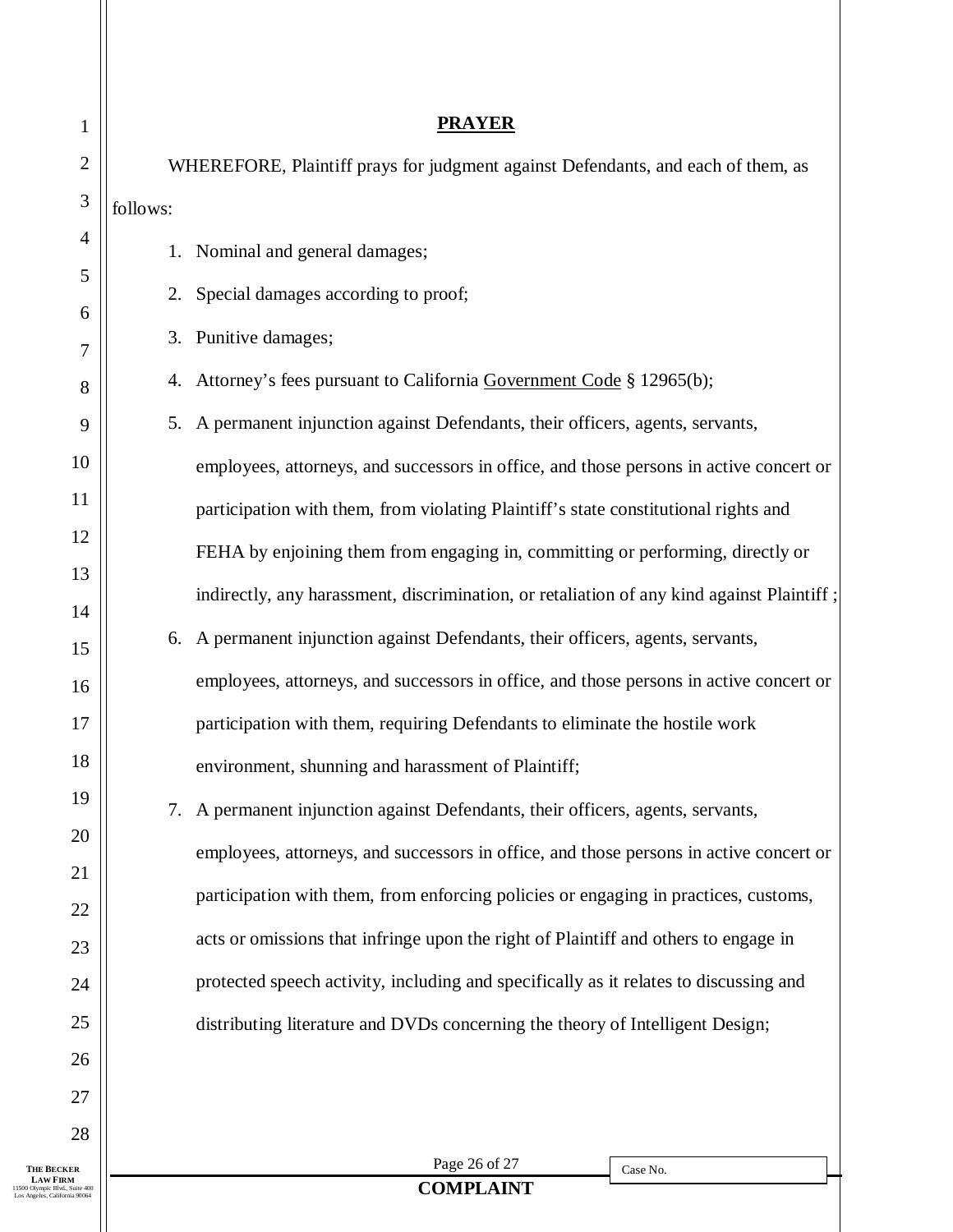## PRAYER

WHEREFORE, Plaintiff prays for judgment against Defendants, and each of them, as follows:

1. Nominal and general damages;
2. Special damages according to proof;
3. Punitive damages;
4. Attorney's fees pursuant to California Government Code § 12965(b);
5. A permanent injunction against Defendants, their officers, agents, servants, employees, attorneys, and successors in office, and those persons in active concert or participation with them, from violating Plaintiff's state constitutional rights and FEHA by enjoining them from engaging in, committing or performing, directly or indirectly, any harassment, discrimination, or retaliation of any kind against Plaintiff ;
6. A permanent injunction against Defendants, their officers, agents, servants, employees, attorneys, and successors in office, and those persons in active concert or participation with them, requiring Defendants to eliminate the hostile work environment, shunning and harassment of Plaintiff;
7. A permanent injunction against Defendants, their officers, agents, servants, employees, attorneys, and successors in office, and those persons in active concert or participation with them, from enforcing policies or engaging in practices, customs, acts or omissions that infringe upon the right of Plaintiff and others to engage in protected speech activity, including and specifically as it relates to discussing and distributing literature and DVDs concerning the theory of Intelligent Design;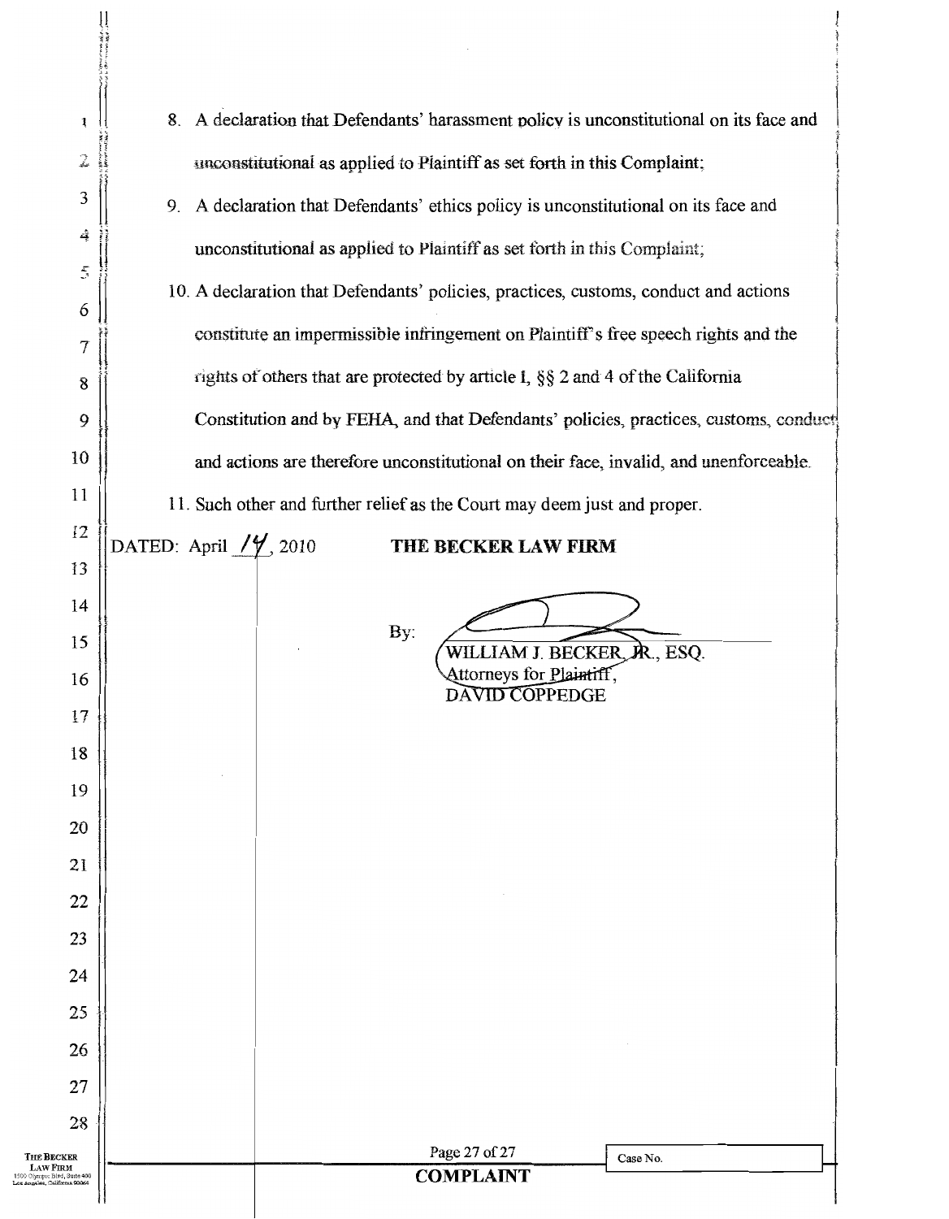8. A declaration that Defendants' harassment policy is unconstitutional on its face and unconstitutional as applied to Plaintiff as set forth in this Complaint;
9. A declaration that Defendants' ethics policy is unconstitutional on its face and unconstitutional as applied to Plaintiff as set forth in this Complaint;
10. A declaration that Defendants' policies, practices, customs, conduct and actions constitute an impermissible infringement on Plaintiff's free speech rights and the rights of others that are protected by article I, §§ 2 and 4 of the California Constitution and by FEHA, and that Defendants' policies, practices, customs, conduct and actions are therefore unconstitutional on their face, invalid, and unenforceable.
11. Such other and further relief as the Court may deem just and proper.

DATED: April 14, 2010

**THE BECKER LAW FIRM**

By: 
WILLIAM J. BECKER, JR., ESQ.
Attorneys for Plaintiff,
DAVID COPPEDGE

**COMPLAINT**

Case No.